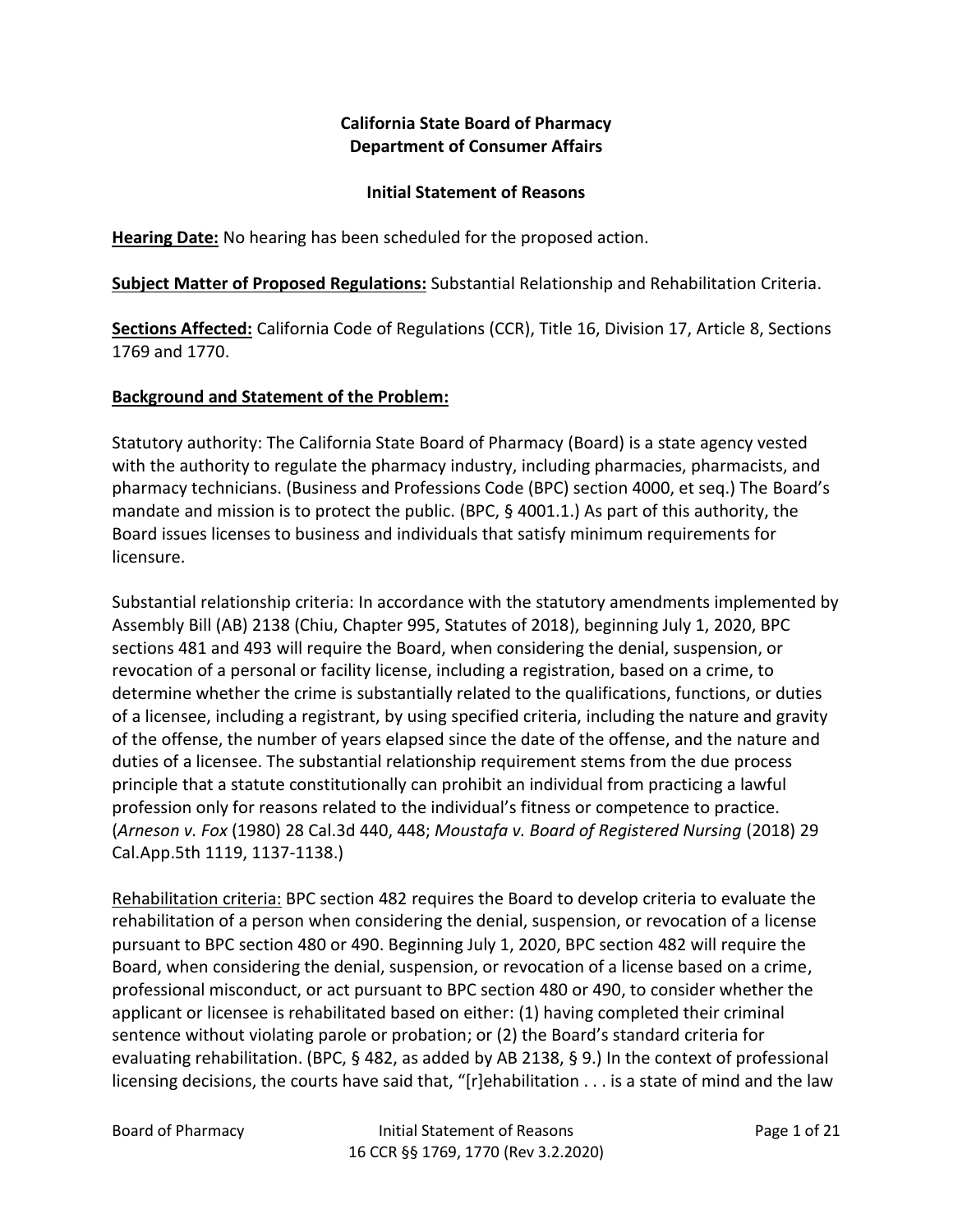**California State Board of Pharmacy**
**Department of Consumer Affairs**

**Initial Statement of Reasons**

**Hearing Date:** No hearing has been scheduled for the proposed action.

**Subject Matter of Proposed Regulations:** Substantial Relationship and Rehabilitation Criteria.

**Sections Affected:** California Code of Regulations (CCR), Title 16, Division 17, Article 8, Sections 1769 and 1770.

**Background and Statement of the Problem:**

Statutory authority: The California State Board of Pharmacy (Board) is a state agency vested with the authority to regulate the pharmacy industry, including pharmacies, pharmacists, and pharmacy technicians. (Business and Professions Code (BPC) section 4000, et seq.) The Board's mandate and mission is to protect the public. (BPC, § 4001.1.) As part of this authority, the Board issues licenses to business and individuals that satisfy minimum requirements for licensure.

Substantial relationship criteria: In accordance with the statutory amendments implemented by Assembly Bill (AB) 2138 (Chiu, Chapter 995, Statutes of 2018), beginning July 1, 2020, BPC sections 481 and 493 will require the Board, when considering the denial, suspension, or revocation of a personal or facility license, including a registration, based on a crime, to determine whether the crime is substantially related to the qualifications, functions, or duties of a licensee, including a registrant, by using specified criteria, including the nature and gravity of the offense, the number of years elapsed since the date of the offense, and the nature and duties of a licensee. The substantial relationship requirement stems from the due process principle that a statute constitutionally can prohibit an individual from practicing a lawful profession only for reasons related to the individual's fitness or competence to practice. (*Arneson v. Fox* (1980) 28 Cal.3d 440, 448; *Moustafa v. Board of Registered Nursing* (2018) 29 Cal.App.5th 1119, 1137-1138.)

Rehabilitation criteria: BPC section 482 requires the Board to develop criteria to evaluate the rehabilitation of a person when considering the denial, suspension, or revocation of a license pursuant to BPC section 480 or 490. Beginning July 1, 2020, BPC section 482 will require the Board, when considering the denial, suspension, or revocation of a license based on a crime, professional misconduct, or act pursuant to BPC section 480 or 490, to consider whether the applicant or licensee is rehabilitated based on either: (1) having completed their criminal sentence without violating parole or probation; or (2) the Board's standard criteria for evaluating rehabilitation. (BPC, § 482, as added by AB 2138, § 9.) In the context of professional licensing decisions, the courts have said that, "[r]ehabilitation . . . is a state of mind and the law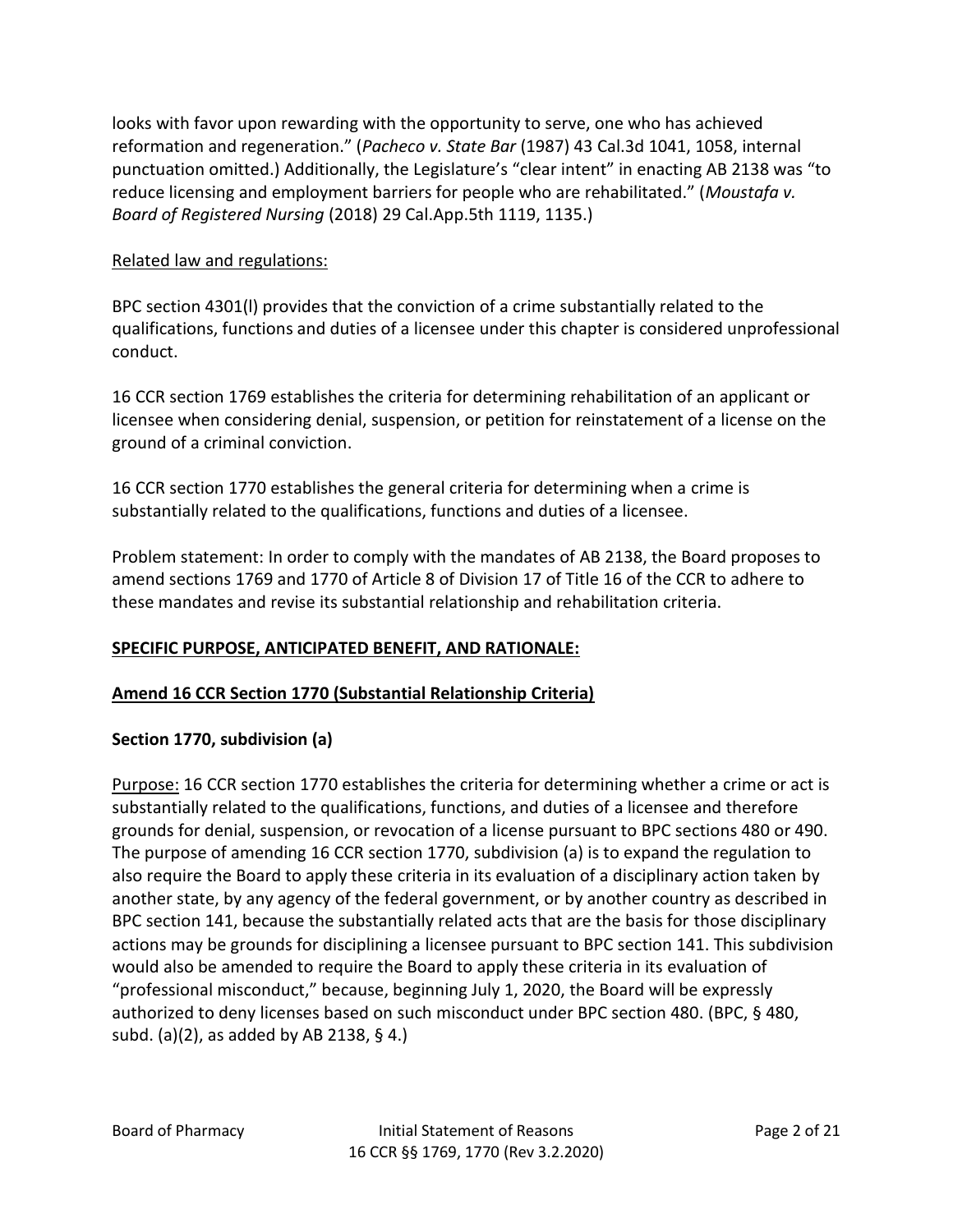looks with favor upon rewarding with the opportunity to serve, one who has achieved reformation and regeneration." (*Pacheco v. State Bar* (1987) 43 Cal.3d 1041, 1058, internal punctuation omitted.) Additionally, the Legislature's "clear intent" in enacting AB 2138 was "to reduce licensing and employment barriers for people who are rehabilitated." (*Moustafa v. Board of Registered Nursing* (2018) 29 Cal.App.5th 1119, 1135.)

<u>Related law and regulations:</u>

BPC section 4301(l) provides that the conviction of a crime substantially related to the qualifications, functions and duties of a licensee under this chapter is considered unprofessional conduct.

16 CCR section 1769 establishes the criteria for determining rehabilitation of an applicant or licensee when considering denial, suspension, or petition for reinstatement of a license on the ground of a criminal conviction.

16 CCR section 1770 establishes the general criteria for determining when a crime is substantially related to the qualifications, functions and duties of a licensee.

Problem statement: In order to comply with the mandates of AB 2138, the Board proposes to amend sections 1769 and 1770 of Article 8 of Division 17 of Title 16 of the CCR to adhere to these mandates and revise its substantial relationship and rehabilitation criteria.

**<u>SPECIFIC PURPOSE, ANTICIPATED BENEFIT, AND RATIONALE:</u>**

**<u>Amend 16 CCR Section 1770 (Substantial Relationship Criteria)</u>**

**Section 1770, subdivision (a)**

<u>Purpose:</u> 16 CCR section 1770 establishes the criteria for determining whether a crime or act is substantially related to the qualifications, functions, and duties of a licensee and therefore grounds for denial, suspension, or revocation of a license pursuant to BPC sections 480 or 490. The purpose of amending 16 CCR section 1770, subdivision (a) is to expand the regulation to also require the Board to apply these criteria in its evaluation of a disciplinary action taken by another state, by any agency of the federal government, or by another country as described in BPC section 141, because the substantially related acts that are the basis for those disciplinary actions may be grounds for disciplining a licensee pursuant to BPC section 141. This subdivision would also be amended to require the Board to apply these criteria in its evaluation of "professional misconduct," because, beginning July 1, 2020, the Board will be expressly authorized to deny licenses based on such misconduct under BPC section 480. (BPC, § 480, subd. (a)(2), as added by AB 2138, § 4.)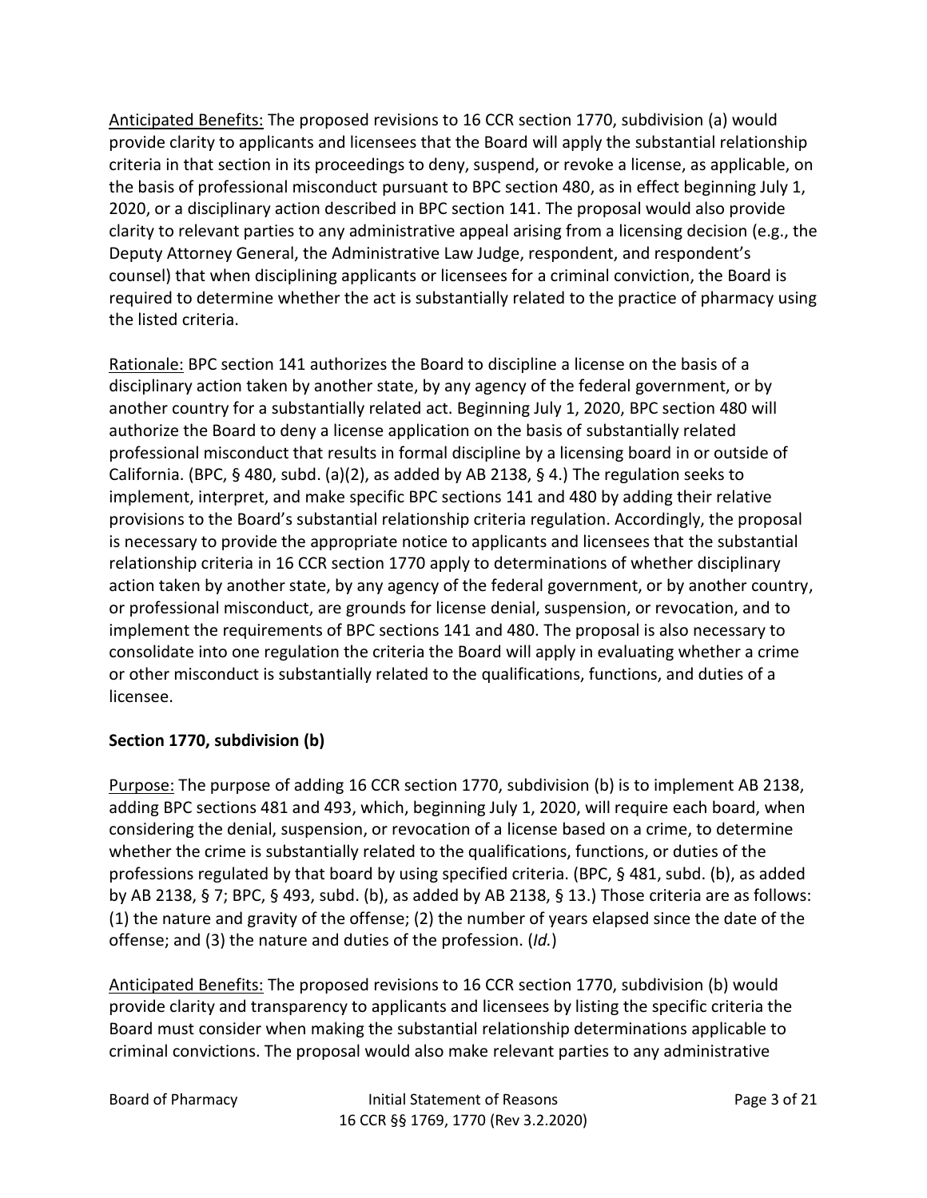Anticipated Benefits: The proposed revisions to 16 CCR section 1770, subdivision (a) would provide clarity to applicants and licensees that the Board will apply the substantial relationship criteria in that section in its proceedings to deny, suspend, or revoke a license, as applicable, on the basis of professional misconduct pursuant to BPC section 480, as in effect beginning July 1, 2020, or a disciplinary action described in BPC section 141. The proposal would also provide clarity to relevant parties to any administrative appeal arising from a licensing decision (e.g., the Deputy Attorney General, the Administrative Law Judge, respondent, and respondent's counsel) that when disciplining applicants or licensees for a criminal conviction, the Board is required to determine whether the act is substantially related to the practice of pharmacy using the listed criteria.

Rationale: BPC section 141 authorizes the Board to discipline a license on the basis of a disciplinary action taken by another state, by any agency of the federal government, or by another country for a substantially related act. Beginning July 1, 2020, BPC section 480 will authorize the Board to deny a license application on the basis of substantially related professional misconduct that results in formal discipline by a licensing board in or outside of California. (BPC, § 480, subd. (a)(2), as added by AB 2138, § 4.) The regulation seeks to implement, interpret, and make specific BPC sections 141 and 480 by adding their relative provisions to the Board's substantial relationship criteria regulation. Accordingly, the proposal is necessary to provide the appropriate notice to applicants and licensees that the substantial relationship criteria in 16 CCR section 1770 apply to determinations of whether disciplinary action taken by another state, by any agency of the federal government, or by another country, or professional misconduct, are grounds for license denial, suspension, or revocation, and to implement the requirements of BPC sections 141 and 480. The proposal is also necessary to consolidate into one regulation the criteria the Board will apply in evaluating whether a crime or other misconduct is substantially related to the qualifications, functions, and duties of a licensee.

**Section 1770, subdivision (b)**

Purpose: The purpose of adding 16 CCR section 1770, subdivision (b) is to implement AB 2138, adding BPC sections 481 and 493, which, beginning July 1, 2020, will require each board, when considering the denial, suspension, or revocation of a license based on a crime, to determine whether the crime is substantially related to the qualifications, functions, or duties of the professions regulated by that board by using specified criteria. (BPC, § 481, subd. (b), as added by AB 2138, § 7; BPC, § 493, subd. (b), as added by AB 2138, § 13.) Those criteria are as follows: (1) the nature and gravity of the offense; (2) the number of years elapsed since the date of the offense; and (3) the nature and duties of the profession. (*Id.*)

Anticipated Benefits: The proposed revisions to 16 CCR section 1770, subdivision (b) would provide clarity and transparency to applicants and licensees by listing the specific criteria the Board must consider when making the substantial relationship determinations applicable to criminal convictions. The proposal would also make relevant parties to any administrative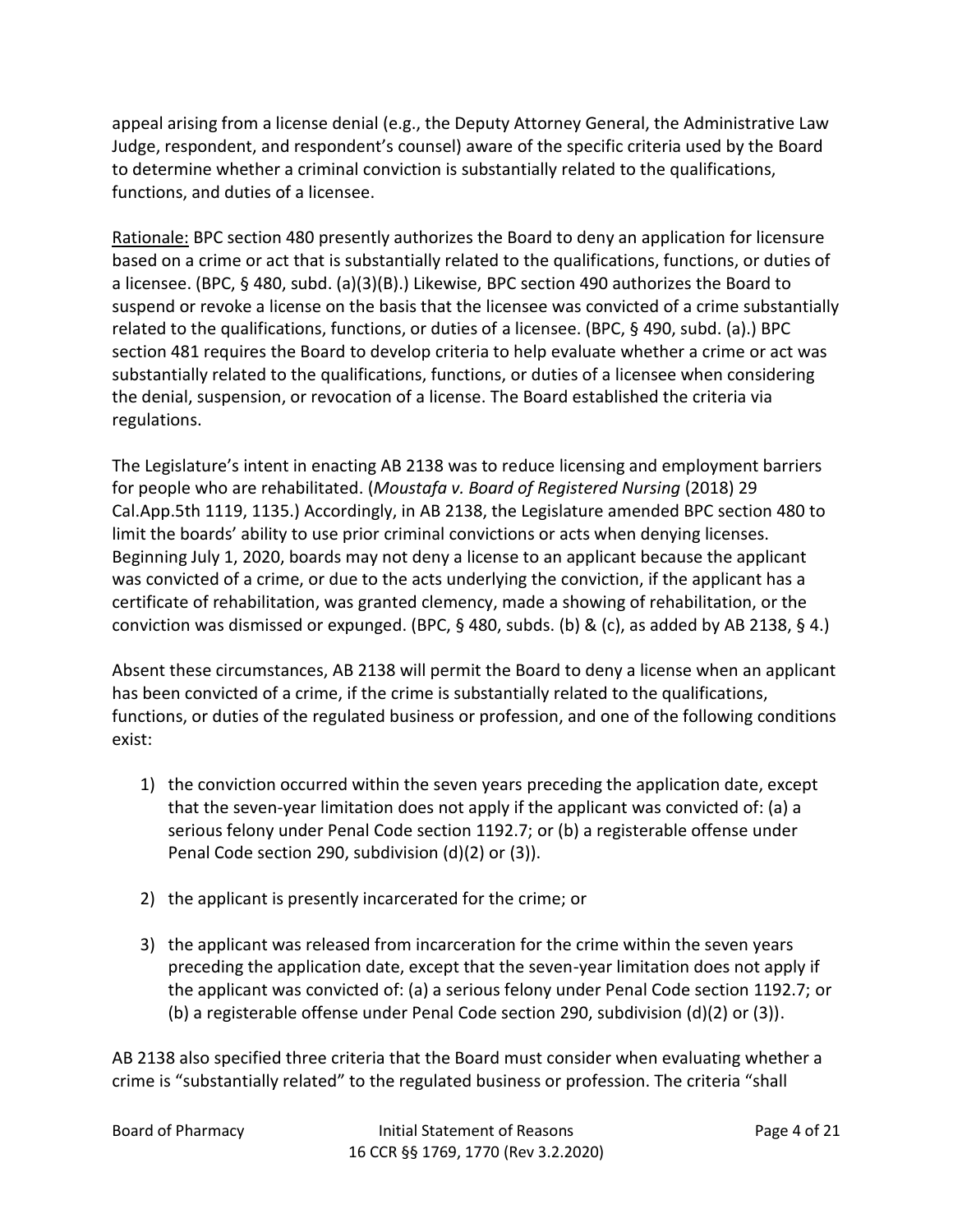appeal arising from a license denial (e.g., the Deputy Attorney General, the Administrative Law Judge, respondent, and respondent's counsel) aware of the specific criteria used by the Board to determine whether a criminal conviction is substantially related to the qualifications, functions, and duties of a licensee.

Rationale: BPC section 480 presently authorizes the Board to deny an application for licensure based on a crime or act that is substantially related to the qualifications, functions, or duties of a licensee. (BPC, § 480, subd. (a)(3)(B).) Likewise, BPC section 490 authorizes the Board to suspend or revoke a license on the basis that the licensee was convicted of a crime substantially related to the qualifications, functions, or duties of a licensee. (BPC, § 490, subd. (a).) BPC section 481 requires the Board to develop criteria to help evaluate whether a crime or act was substantially related to the qualifications, functions, or duties of a licensee when considering the denial, suspension, or revocation of a license. The Board established the criteria via regulations.

The Legislature's intent in enacting AB 2138 was to reduce licensing and employment barriers for people who are rehabilitated. (*Moustafa v. Board of Registered Nursing* (2018) 29 Cal.App.5th 1119, 1135.) Accordingly, in AB 2138, the Legislature amended BPC section 480 to limit the boards' ability to use prior criminal convictions or acts when denying licenses. Beginning July 1, 2020, boards may not deny a license to an applicant because the applicant was convicted of a crime, or due to the acts underlying the conviction, if the applicant has a certificate of rehabilitation, was granted clemency, made a showing of rehabilitation, or the conviction was dismissed or expunged. (BPC, § 480, subds. (b) & (c), as added by AB 2138, § 4.)

Absent these circumstances, AB 2138 will permit the Board to deny a license when an applicant has been convicted of a crime, if the crime is substantially related to the qualifications, functions, or duties of the regulated business or profession, and one of the following conditions exist:

1) the conviction occurred within the seven years preceding the application date, except that the seven-year limitation does not apply if the applicant was convicted of: (a) a serious felony under Penal Code section 1192.7; or (b) a registerable offense under Penal Code section 290, subdivision (d)(2) or (3)).

2) the applicant is presently incarcerated for the crime; or

3) the applicant was released from incarceration for the crime within the seven years preceding the application date, except that the seven-year limitation does not apply if the applicant was convicted of: (a) a serious felony under Penal Code section 1192.7; or (b) a registerable offense under Penal Code section 290, subdivision (d)(2) or (3)).

AB 2138 also specified three criteria that the Board must consider when evaluating whether a crime is "substantially related" to the regulated business or profession. The criteria "shall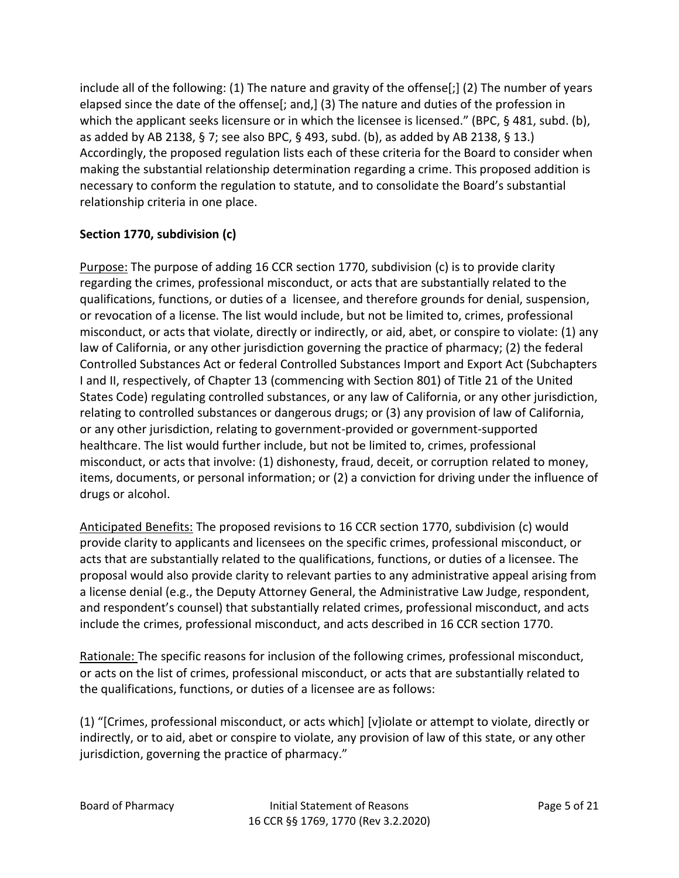include all of the following: (1) The nature and gravity of the offense[;] (2) The number of years elapsed since the date of the offense[; and,] (3) The nature and duties of the profession in which the applicant seeks licensure or in which the licensee is licensed." (BPC, § 481, subd. (b), as added by AB 2138, § 7; see also BPC, § 493, subd. (b), as added by AB 2138, § 13.) Accordingly, the proposed regulation lists each of these criteria for the Board to consider when making the substantial relationship determination regarding a crime. This proposed addition is necessary to conform the regulation to statute, and to consolidate the Board's substantial relationship criteria in one place.

**Section 1770, subdivision (c)**

Purpose: The purpose of adding 16 CCR section 1770, subdivision (c) is to provide clarity regarding the crimes, professional misconduct, or acts that are substantially related to the qualifications, functions, or duties of a licensee, and therefore grounds for denial, suspension, or revocation of a license. The list would include, but not be limited to, crimes, professional misconduct, or acts that violate, directly or indirectly, or aid, abet, or conspire to violate: (1) any law of California, or any other jurisdiction governing the practice of pharmacy; (2) the federal Controlled Substances Act or federal Controlled Substances Import and Export Act (Subchapters I and II, respectively, of Chapter 13 (commencing with Section 801) of Title 21 of the United States Code) regulating controlled substances, or any law of California, or any other jurisdiction, relating to controlled substances or dangerous drugs; or (3) any provision of law of California, or any other jurisdiction, relating to government-provided or government-supported healthcare. The list would further include, but not be limited to, crimes, professional misconduct, or acts that involve: (1) dishonesty, fraud, deceit, or corruption related to money, items, documents, or personal information; or (2) a conviction for driving under the influence of drugs or alcohol.

Anticipated Benefits: The proposed revisions to 16 CCR section 1770, subdivision (c) would provide clarity to applicants and licensees on the specific crimes, professional misconduct, or acts that are substantially related to the qualifications, functions, or duties of a licensee. The proposal would also provide clarity to relevant parties to any administrative appeal arising from a license denial (e.g., the Deputy Attorney General, the Administrative Law Judge, respondent, and respondent's counsel) that substantially related crimes, professional misconduct, and acts include the crimes, professional misconduct, and acts described in 16 CCR section 1770.

Rationale: The specific reasons for inclusion of the following crimes, professional misconduct, or acts on the list of crimes, professional misconduct, or acts that are substantially related to the qualifications, functions, or duties of a licensee are as follows:

(1) "[Crimes, professional misconduct, or acts which] [v]iolate or attempt to violate, directly or indirectly, or to aid, abet or conspire to violate, any provision of law of this state, or any other jurisdiction, governing the practice of pharmacy."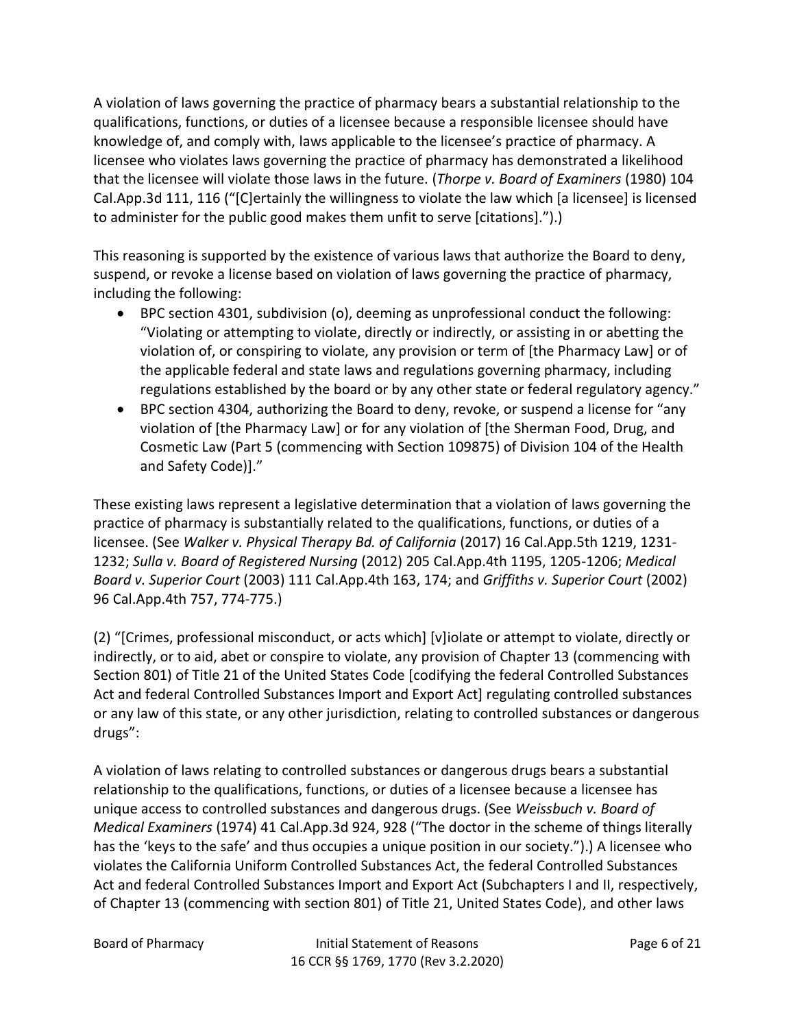A violation of laws governing the practice of pharmacy bears a substantial relationship to the qualifications, functions, or duties of a licensee because a responsible licensee should have knowledge of, and comply with, laws applicable to the licensee's practice of pharmacy. A licensee who violates laws governing the practice of pharmacy has demonstrated a likelihood that the licensee will violate those laws in the future. (*Thorpe v. Board of Examiners* (1980) 104 Cal.App.3d 111, 116 ("[C]ertainly the willingness to violate the law which [a licensee] is licensed to administer for the public good makes them unfit to serve [citations].").)

This reasoning is supported by the existence of various laws that authorize the Board to deny, suspend, or revoke a license based on violation of laws governing the practice of pharmacy, including the following:

- BPC section 4301, subdivision (o), deeming as unprofessional conduct the following: "Violating or attempting to violate, directly or indirectly, or assisting in or abetting the violation of, or conspiring to violate, any provision or term of [the Pharmacy Law] or of the applicable federal and state laws and regulations governing pharmacy, including regulations established by the board or by any other state or federal regulatory agency."
- BPC section 4304, authorizing the Board to deny, revoke, or suspend a license for "any violation of [the Pharmacy Law] or for any violation of [the Sherman Food, Drug, and Cosmetic Law (Part 5 (commencing with Section 109875) of Division 104 of the Health and Safety Code)]."

These existing laws represent a legislative determination that a violation of laws governing the practice of pharmacy is substantially related to the qualifications, functions, or duties of a licensee. (See *Walker v. Physical Therapy Bd. of California* (2017) 16 Cal.App.5th 1219, 1231-1232; *Sulla v. Board of Registered Nursing* (2012) 205 Cal.App.4th 1195, 1205-1206; *Medical Board v. Superior Court* (2003) 111 Cal.App.4th 163, 174; and *Griffiths v. Superior Court* (2002) 96 Cal.App.4th 757, 774-775.)

(2) "[Crimes, professional misconduct, or acts which] [v]iolate or attempt to violate, directly or indirectly, or to aid, abet or conspire to violate, any provision of Chapter 13 (commencing with Section 801) of Title 21 of the United States Code [codifying the federal Controlled Substances Act and federal Controlled Substances Import and Export Act] regulating controlled substances or any law of this state, or any other jurisdiction, relating to controlled substances or dangerous drugs":

A violation of laws relating to controlled substances or dangerous drugs bears a substantial relationship to the qualifications, functions, or duties of a licensee because a licensee has unique access to controlled substances and dangerous drugs. (See *Weissbuch v. Board of Medical Examiners* (1974) 41 Cal.App.3d 924, 928 ("The doctor in the scheme of things literally has the 'keys to the safe' and thus occupies a unique position in our society.").) A licensee who violates the California Uniform Controlled Substances Act, the federal Controlled Substances Act and federal Controlled Substances Import and Export Act (Subchapters I and II, respectively, of Chapter 13 (commencing with section 801) of Title 21, United States Code), and other laws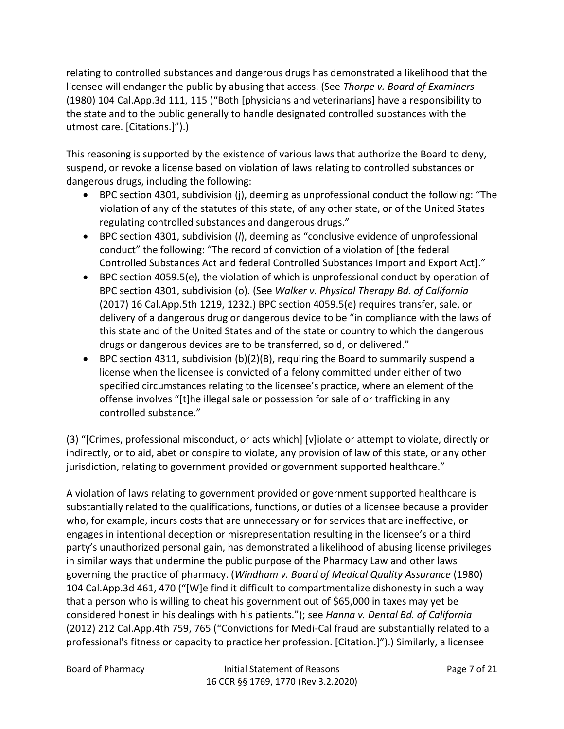relating to controlled substances and dangerous drugs has demonstrated a likelihood that the licensee will endanger the public by abusing that access. (See *Thorpe v. Board of Examiners* (1980) 104 Cal.App.3d 111, 115 ("Both [physicians and veterinarians] have a responsibility to the state and to the public generally to handle designated controlled substances with the utmost care. [Citations.]").)

This reasoning is supported by the existence of various laws that authorize the Board to deny, suspend, or revoke a license based on violation of laws relating to controlled substances or dangerous drugs, including the following:

- BPC section 4301, subdivision (j), deeming as unprofessional conduct the following: "The violation of any of the statutes of this state, of any other state, or of the United States regulating controlled substances and dangerous drugs."
- BPC section 4301, subdivision (*l*), deeming as "conclusive evidence of unprofessional conduct" the following: "The record of conviction of a violation of [the federal Controlled Substances Act and federal Controlled Substances Import and Export Act]."
- BPC section 4059.5(e), the violation of which is unprofessional conduct by operation of BPC section 4301, subdivision (o). (See *Walker v. Physical Therapy Bd. of California* (2017) 16 Cal.App.5th 1219, 1232.) BPC section 4059.5(e) requires transfer, sale, or delivery of a dangerous drug or dangerous device to be "in compliance with the laws of this state and of the United States and of the state or country to which the dangerous drugs or dangerous devices are to be transferred, sold, or delivered."
- BPC section 4311, subdivision (b)(2)(B), requiring the Board to summarily suspend a license when the licensee is convicted of a felony committed under either of two specified circumstances relating to the licensee's practice, where an element of the offense involves "[t]he illegal sale or possession for sale of or trafficking in any controlled substance."

(3) "[Crimes, professional misconduct, or acts which] [v]iolate or attempt to violate, directly or indirectly, or to aid, abet or conspire to violate, any provision of law of this state, or any other jurisdiction, relating to government provided or government supported healthcare."

A violation of laws relating to government provided or government supported healthcare is substantially related to the qualifications, functions, or duties of a licensee because a provider who, for example, incurs costs that are unnecessary or for services that are ineffective, or engages in intentional deception or misrepresentation resulting in the licensee's or a third party's unauthorized personal gain, has demonstrated a likelihood of abusing license privileges in similar ways that undermine the public purpose of the Pharmacy Law and other laws governing the practice of pharmacy. (*Windham v. Board of Medical Quality Assurance* (1980) 104 Cal.App.3d 461, 470 ("[W]e find it difficult to compartmentalize dishonesty in such a way that a person who is willing to cheat his government out of $65,000 in taxes may yet be considered honest in his dealings with his patients."); see *Hanna v. Dental Bd. of California* (2012) 212 Cal.App.4th 759, 765 ("Convictions for Medi-Cal fraud are substantially related to a professional's fitness or capacity to practice her profession. [Citation.]").) Similarly, a licensee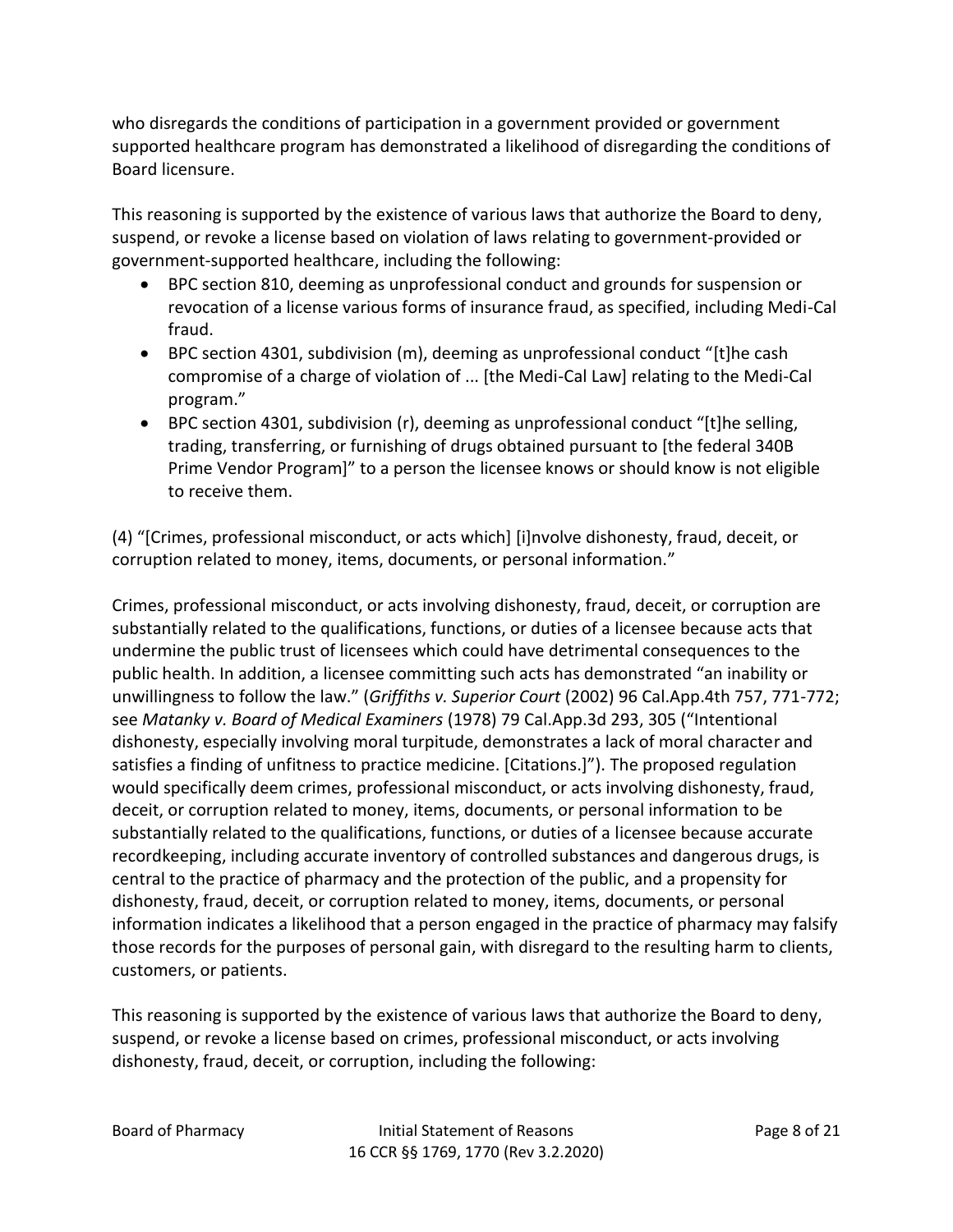who disregards the conditions of participation in a government provided or government supported healthcare program has demonstrated a likelihood of disregarding the conditions of Board licensure.

This reasoning is supported by the existence of various laws that authorize the Board to deny, suspend, or revoke a license based on violation of laws relating to government-provided or government-supported healthcare, including the following:

- BPC section 810, deeming as unprofessional conduct and grounds for suspension or revocation of a license various forms of insurance fraud, as specified, including Medi-Cal fraud.
- BPC section 4301, subdivision (m), deeming as unprofessional conduct "[t]he cash compromise of a charge of violation of ... [the Medi-Cal Law] relating to the Medi-Cal program."
- BPC section 4301, subdivision (r), deeming as unprofessional conduct "[t]he selling, trading, transferring, or furnishing of drugs obtained pursuant to [the federal 340B Prime Vendor Program]" to a person the licensee knows or should know is not eligible to receive them.

(4) "[Crimes, professional misconduct, or acts which] [i]nvolve dishonesty, fraud, deceit, or corruption related to money, items, documents, or personal information."

Crimes, professional misconduct, or acts involving dishonesty, fraud, deceit, or corruption are substantially related to the qualifications, functions, or duties of a licensee because acts that undermine the public trust of licensees which could have detrimental consequences to the public health. In addition, a licensee committing such acts has demonstrated "an inability or unwillingness to follow the law." (*Griffiths v. Superior Court* (2002) 96 Cal.App.4th 757, 771-772; see *Matanky v. Board of Medical Examiners* (1978) 79 Cal.App.3d 293, 305 ("Intentional dishonesty, especially involving moral turpitude, demonstrates a lack of moral character and satisfies a finding of unfitness to practice medicine. [Citations.]"). The proposed regulation would specifically deem crimes, professional misconduct, or acts involving dishonesty, fraud, deceit, or corruption related to money, items, documents, or personal information to be substantially related to the qualifications, functions, or duties of a licensee because accurate recordkeeping, including accurate inventory of controlled substances and dangerous drugs, is central to the practice of pharmacy and the protection of the public, and a propensity for dishonesty, fraud, deceit, or corruption related to money, items, documents, or personal information indicates a likelihood that a person engaged in the practice of pharmacy may falsify those records for the purposes of personal gain, with disregard to the resulting harm to clients, customers, or patients.

This reasoning is supported by the existence of various laws that authorize the Board to deny, suspend, or revoke a license based on crimes, professional misconduct, or acts involving dishonesty, fraud, deceit, or corruption, including the following: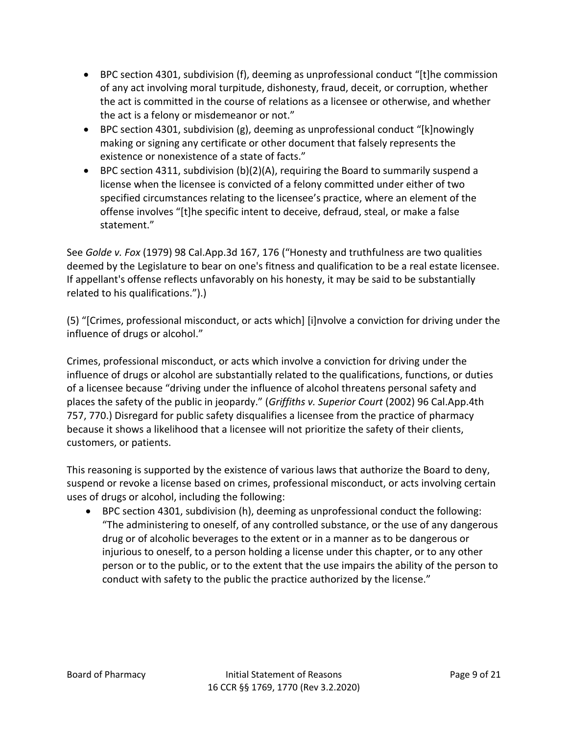- BPC section 4301, subdivision (f), deeming as unprofessional conduct "[t]he commission of any act involving moral turpitude, dishonesty, fraud, deceit, or corruption, whether the act is committed in the course of relations as a licensee or otherwise, and whether the act is a felony or misdemeanor or not."
- BPC section 4301, subdivision (g), deeming as unprofessional conduct "[k]nowingly making or signing any certificate or other document that falsely represents the existence or nonexistence of a state of facts."
- BPC section 4311, subdivision (b)(2)(A), requiring the Board to summarily suspend a license when the licensee is convicted of a felony committed under either of two specified circumstances relating to the licensee's practice, where an element of the offense involves "[t]he specific intent to deceive, defraud, steal, or make a false statement."

See *Golde v. Fox* (1979) 98 Cal.App.3d 167, 176 ("Honesty and truthfulness are two qualities deemed by the Legislature to bear on one's fitness and qualification to be a real estate licensee. If appellant's offense reflects unfavorably on his honesty, it may be said to be substantially related to his qualifications.").)

(5) "[Crimes, professional misconduct, or acts which] [i]nvolve a conviction for driving under the influence of drugs or alcohol."

Crimes, professional misconduct, or acts which involve a conviction for driving under the influence of drugs or alcohol are substantially related to the qualifications, functions, or duties of a licensee because "driving under the influence of alcohol threatens personal safety and places the safety of the public in jeopardy." (*Griffiths v. Superior Court* (2002) 96 Cal.App.4th 757, 770.) Disregard for public safety disqualifies a licensee from the practice of pharmacy because it shows a likelihood that a licensee will not prioritize the safety of their clients, customers, or patients.

This reasoning is supported by the existence of various laws that authorize the Board to deny, suspend or revoke a license based on crimes, professional misconduct, or acts involving certain uses of drugs or alcohol, including the following:

- BPC section 4301, subdivision (h), deeming as unprofessional conduct the following: "The administering to oneself, of any controlled substance, or the use of any dangerous drug or of alcoholic beverages to the extent or in a manner as to be dangerous or injurious to oneself, to a person holding a license under this chapter, or to any other person or to the public, or to the extent that the use impairs the ability of the person to conduct with safety to the public the practice authorized by the license."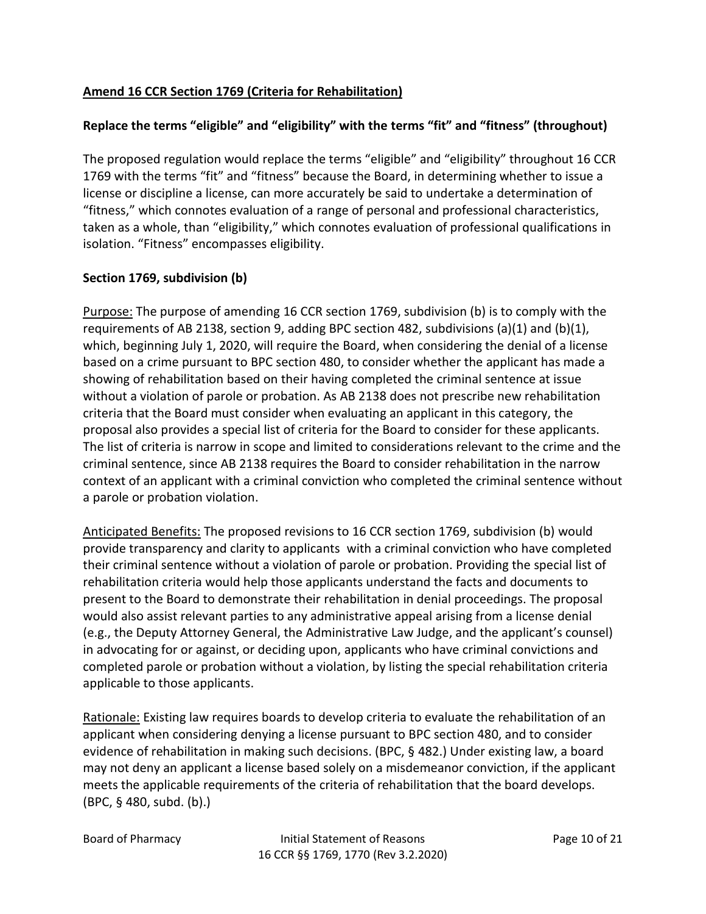**<u>Amend 16 CCR Section 1769 (Criteria for Rehabilitation)</u>**

**Replace the terms "eligible" and "eligibility" with the terms "fit" and "fitness" (throughout)**

The proposed regulation would replace the terms "eligible" and "eligibility" throughout 16 CCR 1769 with the terms "fit" and "fitness" because the Board, in determining whether to issue a license or discipline a license, can more accurately be said to undertake a determination of "fitness," which connotes evaluation of a range of personal and professional characteristics, taken as a whole, than "eligibility," which connotes evaluation of professional qualifications in isolation. "Fitness" encompasses eligibility.

**Section 1769, subdivision (b)**

<u>Purpose:</u> The purpose of amending 16 CCR section 1769, subdivision (b) is to comply with the requirements of AB 2138, section 9, adding BPC section 482, subdivisions (a)(1) and (b)(1), which, beginning July 1, 2020, will require the Board, when considering the denial of a license based on a crime pursuant to BPC section 480, to consider whether the applicant has made a showing of rehabilitation based on their having completed the criminal sentence at issue without a violation of parole or probation. As AB 2138 does not prescribe new rehabilitation criteria that the Board must consider when evaluating an applicant in this category, the proposal also provides a special list of criteria for the Board to consider for these applicants. The list of criteria is narrow in scope and limited to considerations relevant to the crime and the criminal sentence, since AB 2138 requires the Board to consider rehabilitation in the narrow context of an applicant with a criminal conviction who completed the criminal sentence without a parole or probation violation.

<u>Anticipated Benefits:</u> The proposed revisions to 16 CCR section 1769, subdivision (b) would provide transparency and clarity to applicants with a criminal conviction who have completed their criminal sentence without a violation of parole or probation. Providing the special list of rehabilitation criteria would help those applicants understand the facts and documents to present to the Board to demonstrate their rehabilitation in denial proceedings. The proposal would also assist relevant parties to any administrative appeal arising from a license denial (e.g., the Deputy Attorney General, the Administrative Law Judge, and the applicant's counsel) in advocating for or against, or deciding upon, applicants who have criminal convictions and completed parole or probation without a violation, by listing the special rehabilitation criteria applicable to those applicants.

<u>Rationale:</u> Existing law requires boards to develop criteria to evaluate the rehabilitation of an applicant when considering denying a license pursuant to BPC section 480, and to consider evidence of rehabilitation in making such decisions. (BPC, § 482.) Under existing law, a board may not deny an applicant a license based solely on a misdemeanor conviction, if the applicant meets the applicable requirements of the criteria of rehabilitation that the board develops. (BPC, § 480, subd. (b).)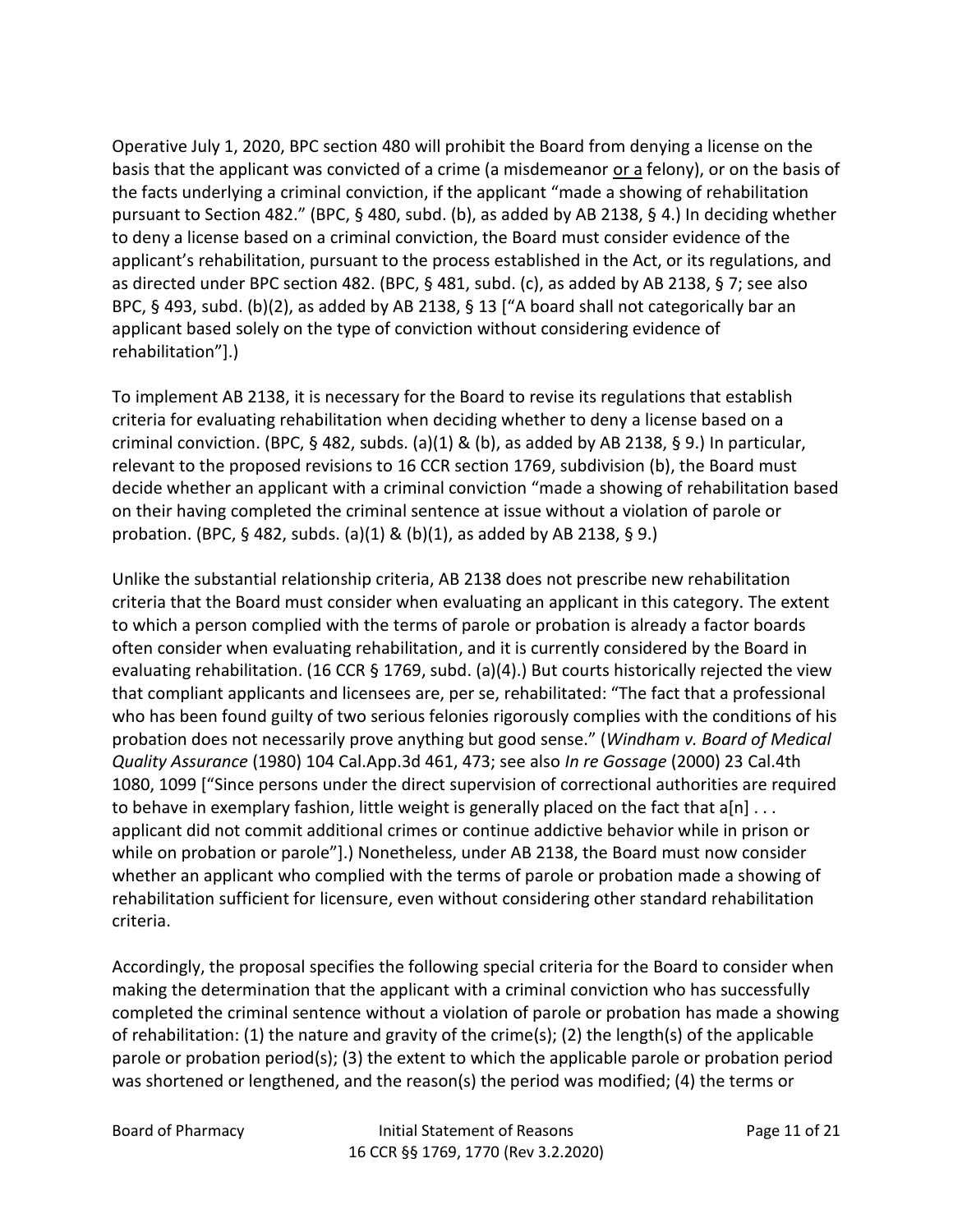Operative July 1, 2020, BPC section 480 will prohibit the Board from denying a license on the basis that the applicant was convicted of a crime (a misdemeanor <u>or a</u> felony), or on the basis of the facts underlying a criminal conviction, if the applicant "made a showing of rehabilitation pursuant to Section 482." (BPC, § 480, subd. (b), as added by AB 2138, § 4.) In deciding whether to deny a license based on a criminal conviction, the Board must consider evidence of the applicant's rehabilitation, pursuant to the process established in the Act, or its regulations, and as directed under BPC section 482. (BPC, § 481, subd. (c), as added by AB 2138, § 7; see also BPC, § 493, subd. (b)(2), as added by AB 2138, § 13 ["A board shall not categorically bar an applicant based solely on the type of conviction without considering evidence of rehabilitation"].)

To implement AB 2138, it is necessary for the Board to revise its regulations that establish criteria for evaluating rehabilitation when deciding whether to deny a license based on a criminal conviction. (BPC, § 482, subds. (a)(1) & (b), as added by AB 2138, § 9.) In particular, relevant to the proposed revisions to 16 CCR section 1769, subdivision (b), the Board must decide whether an applicant with a criminal conviction "made a showing of rehabilitation based on their having completed the criminal sentence at issue without a violation of parole or probation. (BPC, § 482, subds. (a)(1) & (b)(1), as added by AB 2138, § 9.)

Unlike the substantial relationship criteria, AB 2138 does not prescribe new rehabilitation criteria that the Board must consider when evaluating an applicant in this category. The extent to which a person complied with the terms of parole or probation is already a factor boards often consider when evaluating rehabilitation, and it is currently considered by the Board in evaluating rehabilitation. (16 CCR § 1769, subd. (a)(4).) But courts historically rejected the view that compliant applicants and licensees are, per se, rehabilitated: "The fact that a professional who has been found guilty of two serious felonies rigorously complies with the conditions of his probation does not necessarily prove anything but good sense." (*Windham v. Board of Medical Quality Assurance* (1980) 104 Cal.App.3d 461, 473; see also *In re Gossage* (2000) 23 Cal.4th 1080, 1099 ["Since persons under the direct supervision of correctional authorities are required to behave in exemplary fashion, little weight is generally placed on the fact that a[n] . . . applicant did not commit additional crimes or continue addictive behavior while in prison or while on probation or parole"].) Nonetheless, under AB 2138, the Board must now consider whether an applicant who complied with the terms of parole or probation made a showing of rehabilitation sufficient for licensure, even without considering other standard rehabilitation criteria.

Accordingly, the proposal specifies the following special criteria for the Board to consider when making the determination that the applicant with a criminal conviction who has successfully completed the criminal sentence without a violation of parole or probation has made a showing of rehabilitation: (1) the nature and gravity of the crime(s); (2) the length(s) of the applicable parole or probation period(s); (3) the extent to which the applicable parole or probation period was shortened or lengthened, and the reason(s) the period was modified; (4) the terms or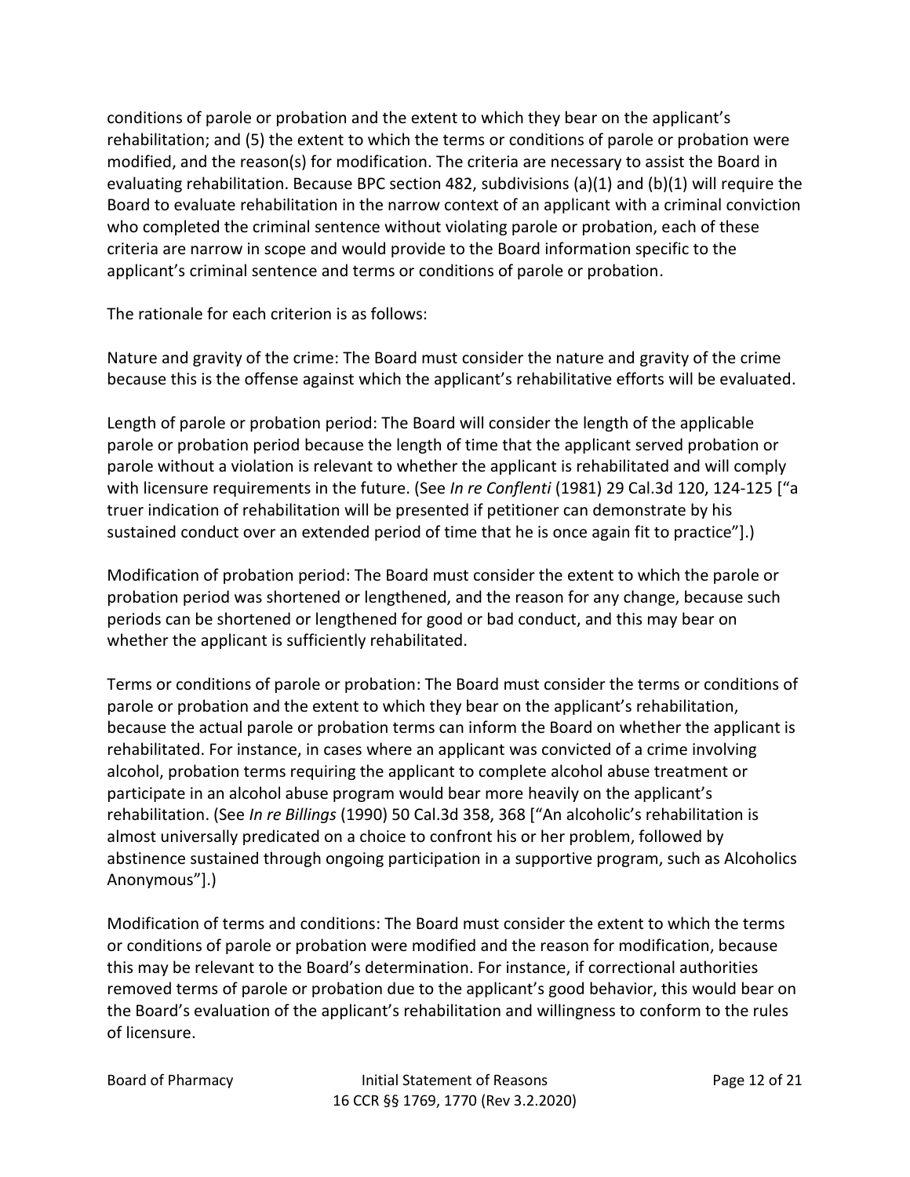conditions of parole or probation and the extent to which they bear on the applicant's rehabilitation; and (5) the extent to which the terms or conditions of parole or probation were modified, and the reason(s) for modification. The criteria are necessary to assist the Board in evaluating rehabilitation. Because BPC section 482, subdivisions (a)(1) and (b)(1) will require the Board to evaluate rehabilitation in the narrow context of an applicant with a criminal conviction who completed the criminal sentence without violating parole or probation, each of these criteria are narrow in scope and would provide to the Board information specific to the applicant's criminal sentence and terms or conditions of parole or probation.

The rationale for each criterion is as follows:

Nature and gravity of the crime: The Board must consider the nature and gravity of the crime because this is the offense against which the applicant's rehabilitative efforts will be evaluated.

Length of parole or probation period: The Board will consider the length of the applicable parole or probation period because the length of time that the applicant served probation or parole without a violation is relevant to whether the applicant is rehabilitated and will comply with licensure requirements in the future. (See *In re Conflenti* (1981) 29 Cal.3d 120, 124-125 ["a truer indication of rehabilitation will be presented if petitioner can demonstrate by his sustained conduct over an extended period of time that he is once again fit to practice"].)

Modification of probation period: The Board must consider the extent to which the parole or probation period was shortened or lengthened, and the reason for any change, because such periods can be shortened or lengthened for good or bad conduct, and this may bear on whether the applicant is sufficiently rehabilitated.

Terms or conditions of parole or probation: The Board must consider the terms or conditions of parole or probation and the extent to which they bear on the applicant's rehabilitation, because the actual parole or probation terms can inform the Board on whether the applicant is rehabilitated. For instance, in cases where an applicant was convicted of a crime involving alcohol, probation terms requiring the applicant to complete alcohol abuse treatment or participate in an alcohol abuse program would bear more heavily on the applicant's rehabilitation. (See *In re Billings* (1990) 50 Cal.3d 358, 368 ["An alcoholic's rehabilitation is almost universally predicated on a choice to confront his or her problem, followed by abstinence sustained through ongoing participation in a supportive program, such as Alcoholics Anonymous"].)

Modification of terms and conditions: The Board must consider the extent to which the terms or conditions of parole or probation were modified and the reason for modification, because this may be relevant to the Board's determination. For instance, if correctional authorities removed terms of parole or probation due to the applicant's good behavior, this would bear on the Board's evaluation of the applicant's rehabilitation and willingness to conform to the rules of licensure.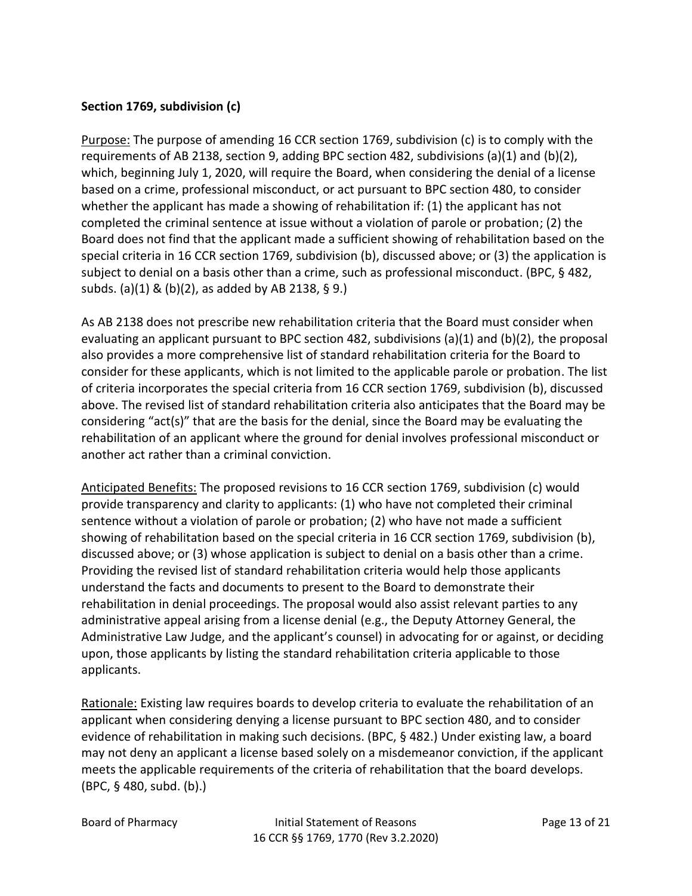**Section 1769, subdivision (c)**

<u>Purpose:</u> The purpose of amending 16 CCR section 1769, subdivision (c) is to comply with the requirements of AB 2138, section 9, adding BPC section 482, subdivisions (a)(1) and (b)(2), which, beginning July 1, 2020, will require the Board, when considering the denial of a license based on a crime, professional misconduct, or act pursuant to BPC section 480, to consider whether the applicant has made a showing of rehabilitation if: (1) the applicant has not completed the criminal sentence at issue without a violation of parole or probation; (2) the Board does not find that the applicant made a sufficient showing of rehabilitation based on the special criteria in 16 CCR section 1769, subdivision (b), discussed above; or (3) the application is subject to denial on a basis other than a crime, such as professional misconduct. (BPC, § 482, subds. (a)(1) & (b)(2), as added by AB 2138, § 9.)

As AB 2138 does not prescribe new rehabilitation criteria that the Board must consider when evaluating an applicant pursuant to BPC section 482, subdivisions (a)(1) and (b)(2), the proposal also provides a more comprehensive list of standard rehabilitation criteria for the Board to consider for these applicants, which is not limited to the applicable parole or probation. The list of criteria incorporates the special criteria from 16 CCR section 1769, subdivision (b), discussed above. The revised list of standard rehabilitation criteria also anticipates that the Board may be considering "act(s)" that are the basis for the denial, since the Board may be evaluating the rehabilitation of an applicant where the ground for denial involves professional misconduct or another act rather than a criminal conviction.

<u>Anticipated Benefits:</u> The proposed revisions to 16 CCR section 1769, subdivision (c) would provide transparency and clarity to applicants: (1) who have not completed their criminal sentence without a violation of parole or probation; (2) who have not made a sufficient showing of rehabilitation based on the special criteria in 16 CCR section 1769, subdivision (b), discussed above; or (3) whose application is subject to denial on a basis other than a crime. Providing the revised list of standard rehabilitation criteria would help those applicants understand the facts and documents to present to the Board to demonstrate their rehabilitation in denial proceedings. The proposal would also assist relevant parties to any administrative appeal arising from a license denial (e.g., the Deputy Attorney General, the Administrative Law Judge, and the applicant's counsel) in advocating for or against, or deciding upon, those applicants by listing the standard rehabilitation criteria applicable to those applicants.

<u>Rationale:</u> Existing law requires boards to develop criteria to evaluate the rehabilitation of an applicant when considering denying a license pursuant to BPC section 480, and to consider evidence of rehabilitation in making such decisions. (BPC, § 482.) Under existing law, a board may not deny an applicant a license based solely on a misdemeanor conviction, if the applicant meets the applicable requirements of the criteria of rehabilitation that the board develops. (BPC, § 480, subd. (b).)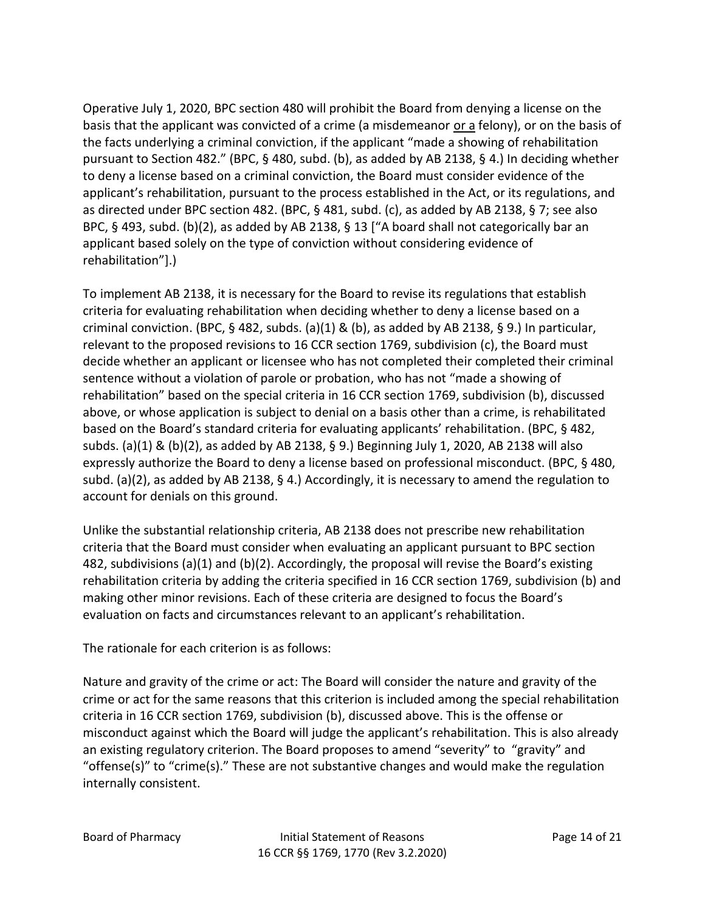Operative July 1, 2020, BPC section 480 will prohibit the Board from denying a license on the basis that the applicant was convicted of a crime (a misdemeanor or a felony), or on the basis of the facts underlying a criminal conviction, if the applicant "made a showing of rehabilitation pursuant to Section 482." (BPC, § 480, subd. (b), as added by AB 2138, § 4.) In deciding whether to deny a license based on a criminal conviction, the Board must consider evidence of the applicant's rehabilitation, pursuant to the process established in the Act, or its regulations, and as directed under BPC section 482. (BPC, § 481, subd. (c), as added by AB 2138, § 7; see also BPC, § 493, subd. (b)(2), as added by AB 2138, § 13 ["A board shall not categorically bar an applicant based solely on the type of conviction without considering evidence of rehabilitation"].)

To implement AB 2138, it is necessary for the Board to revise its regulations that establish criteria for evaluating rehabilitation when deciding whether to deny a license based on a criminal conviction. (BPC, § 482, subds. (a)(1) & (b), as added by AB 2138, § 9.) In particular, relevant to the proposed revisions to 16 CCR section 1769, subdivision (c), the Board must decide whether an applicant or licensee who has not completed their completed their criminal sentence without a violation of parole or probation, who has not "made a showing of rehabilitation" based on the special criteria in 16 CCR section 1769, subdivision (b), discussed above, or whose application is subject to denial on a basis other than a crime, is rehabilitated based on the Board's standard criteria for evaluating applicants' rehabilitation. (BPC, § 482, subds. (a)(1) & (b)(2), as added by AB 2138, § 9.) Beginning July 1, 2020, AB 2138 will also expressly authorize the Board to deny a license based on professional misconduct. (BPC, § 480, subd. (a)(2), as added by AB 2138, § 4.) Accordingly, it is necessary to amend the regulation to account for denials on this ground.

Unlike the substantial relationship criteria, AB 2138 does not prescribe new rehabilitation criteria that the Board must consider when evaluating an applicant pursuant to BPC section 482, subdivisions (a)(1) and (b)(2). Accordingly, the proposal will revise the Board's existing rehabilitation criteria by adding the criteria specified in 16 CCR section 1769, subdivision (b) and making other minor revisions. Each of these criteria are designed to focus the Board's evaluation on facts and circumstances relevant to an applicant's rehabilitation.

The rationale for each criterion is as follows:

Nature and gravity of the crime or act: The Board will consider the nature and gravity of the crime or act for the same reasons that this criterion is included among the special rehabilitation criteria in 16 CCR section 1769, subdivision (b), discussed above. This is the offense or misconduct against which the Board will judge the applicant's rehabilitation. This is also already an existing regulatory criterion. The Board proposes to amend "severity" to "gravity" and "offense(s)" to "crime(s)." These are not substantive changes and would make the regulation internally consistent.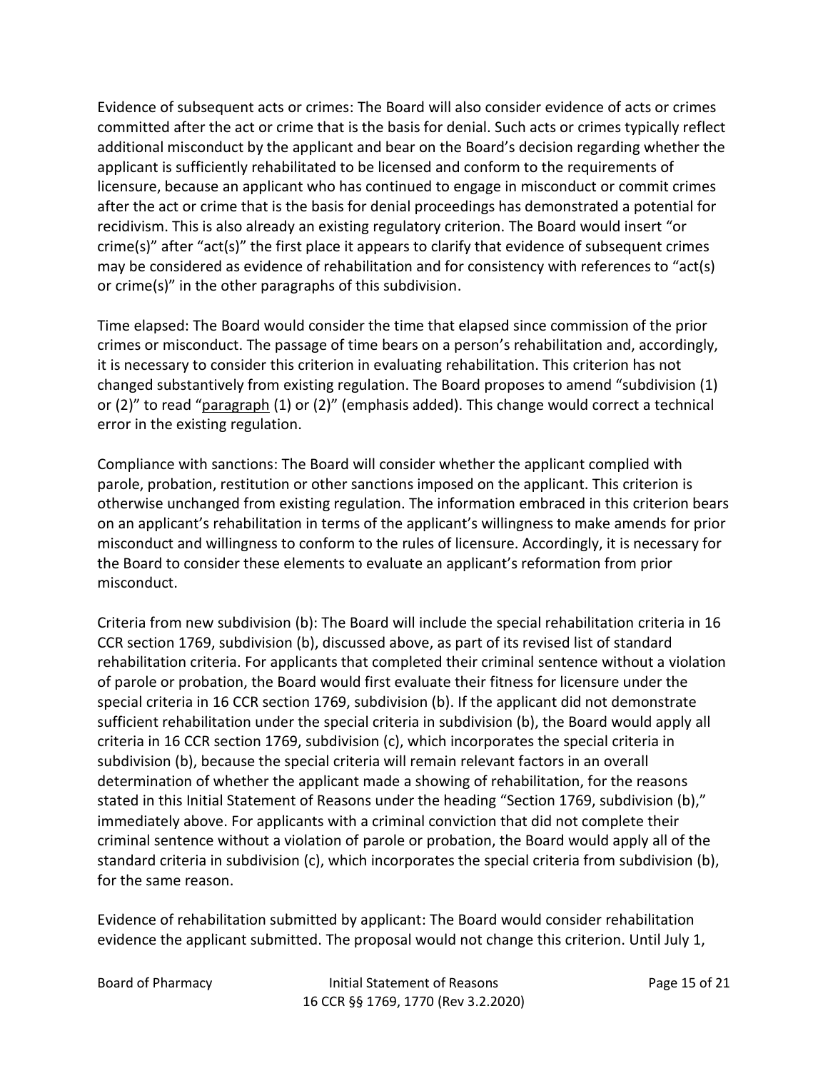Evidence of subsequent acts or crimes: The Board will also consider evidence of acts or crimes committed after the act or crime that is the basis for denial. Such acts or crimes typically reflect additional misconduct by the applicant and bear on the Board's decision regarding whether the applicant is sufficiently rehabilitated to be licensed and conform to the requirements of licensure, because an applicant who has continued to engage in misconduct or commit crimes after the act or crime that is the basis for denial proceedings has demonstrated a potential for recidivism. This is also already an existing regulatory criterion. The Board would insert "or crime(s)" after "act(s)" the first place it appears to clarify that evidence of subsequent crimes may be considered as evidence of rehabilitation and for consistency with references to "act(s) or crime(s)" in the other paragraphs of this subdivision.

Time elapsed: The Board would consider the time that elapsed since commission of the prior crimes or misconduct. The passage of time bears on a person's rehabilitation and, accordingly, it is necessary to consider this criterion in evaluating rehabilitation. This criterion has not changed substantively from existing regulation. The Board proposes to amend "subdivision (1) or (2)" to read "<u>paragraph</u> (1) or (2)" (emphasis added). This change would correct a technical error in the existing regulation.

Compliance with sanctions: The Board will consider whether the applicant complied with parole, probation, restitution or other sanctions imposed on the applicant. This criterion is otherwise unchanged from existing regulation. The information embraced in this criterion bears on an applicant's rehabilitation in terms of the applicant's willingness to make amends for prior misconduct and willingness to conform to the rules of licensure. Accordingly, it is necessary for the Board to consider these elements to evaluate an applicant's reformation from prior misconduct.

Criteria from new subdivision (b): The Board will include the special rehabilitation criteria in 16 CCR section 1769, subdivision (b), discussed above, as part of its revised list of standard rehabilitation criteria. For applicants that completed their criminal sentence without a violation of parole or probation, the Board would first evaluate their fitness for licensure under the special criteria in 16 CCR section 1769, subdivision (b). If the applicant did not demonstrate sufficient rehabilitation under the special criteria in subdivision (b), the Board would apply all criteria in 16 CCR section 1769, subdivision (c), which incorporates the special criteria in subdivision (b), because the special criteria will remain relevant factors in an overall determination of whether the applicant made a showing of rehabilitation, for the reasons stated in this Initial Statement of Reasons under the heading "Section 1769, subdivision (b)," immediately above. For applicants with a criminal conviction that did not complete their criminal sentence without a violation of parole or probation, the Board would apply all of the standard criteria in subdivision (c), which incorporates the special criteria from subdivision (b), for the same reason.

Evidence of rehabilitation submitted by applicant: The Board would consider rehabilitation evidence the applicant submitted. The proposal would not change this criterion. Until July 1,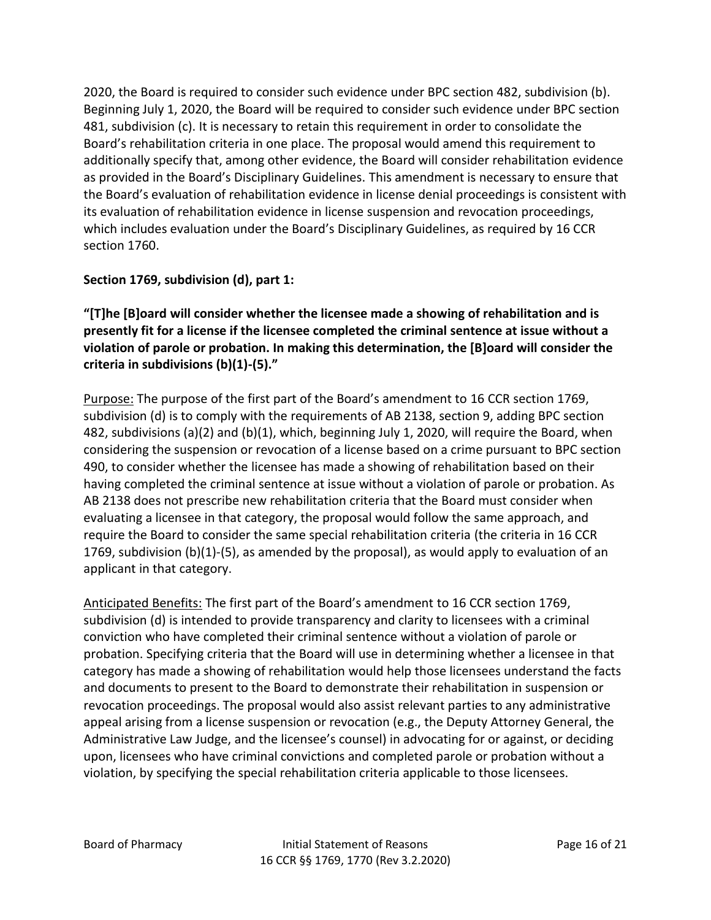2020, the Board is required to consider such evidence under BPC section 482, subdivision (b). Beginning July 1, 2020, the Board will be required to consider such evidence under BPC section 481, subdivision (c). It is necessary to retain this requirement in order to consolidate the Board's rehabilitation criteria in one place. The proposal would amend this requirement to additionally specify that, among other evidence, the Board will consider rehabilitation evidence as provided in the Board's Disciplinary Guidelines. This amendment is necessary to ensure that the Board's evaluation of rehabilitation evidence in license denial proceedings is consistent with its evaluation of rehabilitation evidence in license suspension and revocation proceedings, which includes evaluation under the Board's Disciplinary Guidelines, as required by 16 CCR section 1760.

**Section 1769, subdivision (d), part 1:**

**"[T]he [B]oard will consider whether the licensee made a showing of rehabilitation and is presently fit for a license if the licensee completed the criminal sentence at issue without a violation of parole or probation. In making this determination, the [B]oard will consider the criteria in subdivisions (b)(1)-(5)."**

<u>Purpose:</u> The purpose of the first part of the Board's amendment to 16 CCR section 1769, subdivision (d) is to comply with the requirements of AB 2138, section 9, adding BPC section 482, subdivisions (a)(2) and (b)(1), which, beginning July 1, 2020, will require the Board, when considering the suspension or revocation of a license based on a crime pursuant to BPC section 490, to consider whether the licensee has made a showing of rehabilitation based on their having completed the criminal sentence at issue without a violation of parole or probation. As AB 2138 does not prescribe new rehabilitation criteria that the Board must consider when evaluating a licensee in that category, the proposal would follow the same approach, and require the Board to consider the same special rehabilitation criteria (the criteria in 16 CCR 1769, subdivision (b)(1)-(5), as amended by the proposal), as would apply to evaluation of an applicant in that category.

<u>Anticipated Benefits:</u> The first part of the Board's amendment to 16 CCR section 1769, subdivision (d) is intended to provide transparency and clarity to licensees with a criminal conviction who have completed their criminal sentence without a violation of parole or probation. Specifying criteria that the Board will use in determining whether a licensee in that category has made a showing of rehabilitation would help those licensees understand the facts and documents to present to the Board to demonstrate their rehabilitation in suspension or revocation proceedings. The proposal would also assist relevant parties to any administrative appeal arising from a license suspension or revocation (e.g., the Deputy Attorney General, the Administrative Law Judge, and the licensee's counsel) in advocating for or against, or deciding upon, licensees who have criminal convictions and completed parole or probation without a violation, by specifying the special rehabilitation criteria applicable to those licensees.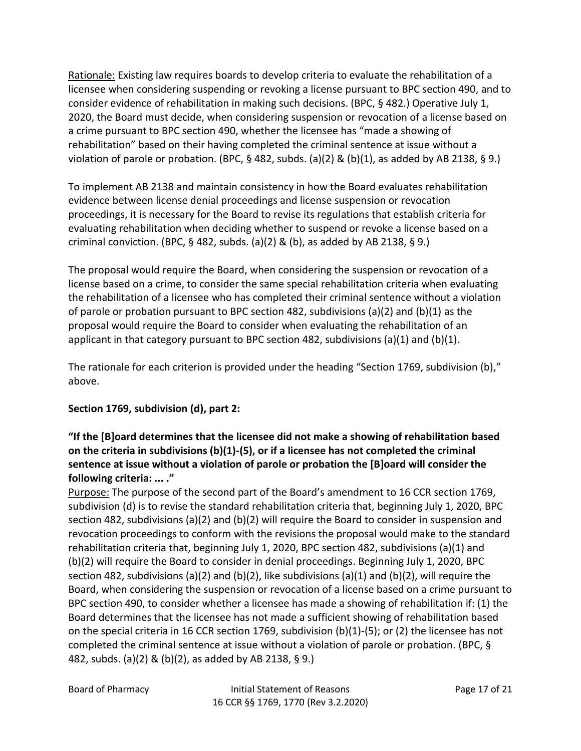Rationale: Existing law requires boards to develop criteria to evaluate the rehabilitation of a licensee when considering suspending or revoking a license pursuant to BPC section 490, and to consider evidence of rehabilitation in making such decisions. (BPC, § 482.) Operative July 1, 2020, the Board must decide, when considering suspension or revocation of a license based on a crime pursuant to BPC section 490, whether the licensee has "made a showing of rehabilitation" based on their having completed the criminal sentence at issue without a violation of parole or probation. (BPC, § 482, subds. (a)(2) & (b)(1), as added by AB 2138, § 9.)

To implement AB 2138 and maintain consistency in how the Board evaluates rehabilitation evidence between license denial proceedings and license suspension or revocation proceedings, it is necessary for the Board to revise its regulations that establish criteria for evaluating rehabilitation when deciding whether to suspend or revoke a license based on a criminal conviction. (BPC, § 482, subds. (a)(2) & (b), as added by AB 2138, § 9.)

The proposal would require the Board, when considering the suspension or revocation of a license based on a crime, to consider the same special rehabilitation criteria when evaluating the rehabilitation of a licensee who has completed their criminal sentence without a violation of parole or probation pursuant to BPC section 482, subdivisions (a)(2) and (b)(1) as the proposal would require the Board to consider when evaluating the rehabilitation of an applicant in that category pursuant to BPC section 482, subdivisions (a)(1) and (b)(1).

The rationale for each criterion is provided under the heading "Section 1769, subdivision (b)," above.

**Section 1769, subdivision (d), part 2:**

**"If the [B]oard determines that the licensee did not make a showing of rehabilitation based on the criteria in subdivisions (b)(1)-(5), or if a licensee has not completed the criminal sentence at issue without a violation of parole or probation the [B]oard will consider the following criteria: ... ."**

Purpose: The purpose of the second part of the Board's amendment to 16 CCR section 1769, subdivision (d) is to revise the standard rehabilitation criteria that, beginning July 1, 2020, BPC section 482, subdivisions (a)(2) and (b)(2) will require the Board to consider in suspension and revocation proceedings to conform with the revisions the proposal would make to the standard rehabilitation criteria that, beginning July 1, 2020, BPC section 482, subdivisions (a)(1) and (b)(2) will require the Board to consider in denial proceedings. Beginning July 1, 2020, BPC section 482, subdivisions (a)(2) and (b)(2), like subdivisions (a)(1) and (b)(2), will require the Board, when considering the suspension or revocation of a license based on a crime pursuant to BPC section 490, to consider whether a licensee has made a showing of rehabilitation if: (1) the Board determines that the licensee has not made a sufficient showing of rehabilitation based on the special criteria in 16 CCR section 1769, subdivision (b)(1)-(5); or (2) the licensee has not completed the criminal sentence at issue without a violation of parole or probation. (BPC, § 482, subds. (a)(2) & (b)(2), as added by AB 2138, § 9.)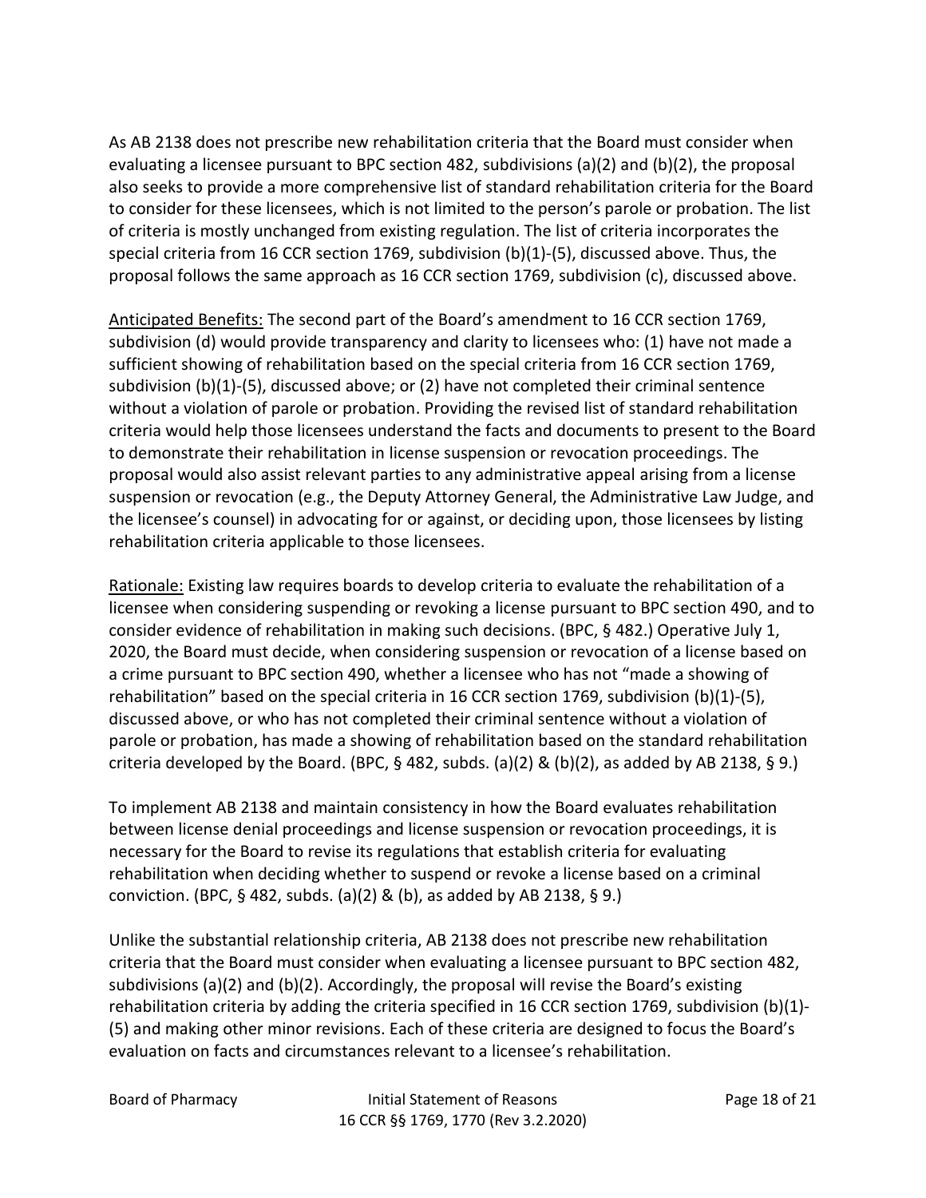As AB 2138 does not prescribe new rehabilitation criteria that the Board must consider when evaluating a licensee pursuant to BPC section 482, subdivisions (a)(2) and (b)(2), the proposal also seeks to provide a more comprehensive list of standard rehabilitation criteria for the Board to consider for these licensees, which is not limited to the person's parole or probation. The list of criteria is mostly unchanged from existing regulation. The list of criteria incorporates the special criteria from 16 CCR section 1769, subdivision (b)(1)-(5), discussed above. Thus, the proposal follows the same approach as 16 CCR section 1769, subdivision (c), discussed above.

Anticipated Benefits: The second part of the Board's amendment to 16 CCR section 1769, subdivision (d) would provide transparency and clarity to licensees who: (1) have not made a sufficient showing of rehabilitation based on the special criteria from 16 CCR section 1769, subdivision (b)(1)-(5), discussed above; or (2) have not completed their criminal sentence without a violation of parole or probation. Providing the revised list of standard rehabilitation criteria would help those licensees understand the facts and documents to present to the Board to demonstrate their rehabilitation in license suspension or revocation proceedings. The proposal would also assist relevant parties to any administrative appeal arising from a license suspension or revocation (e.g., the Deputy Attorney General, the Administrative Law Judge, and the licensee's counsel) in advocating for or against, or deciding upon, those licensees by listing rehabilitation criteria applicable to those licensees.

Rationale: Existing law requires boards to develop criteria to evaluate the rehabilitation of a licensee when considering suspending or revoking a license pursuant to BPC section 490, and to consider evidence of rehabilitation in making such decisions. (BPC, § 482.) Operative July 1, 2020, the Board must decide, when considering suspension or revocation of a license based on a crime pursuant to BPC section 490, whether a licensee who has not "made a showing of rehabilitation" based on the special criteria in 16 CCR section 1769, subdivision (b)(1)-(5), discussed above, or who has not completed their criminal sentence without a violation of parole or probation, has made a showing of rehabilitation based on the standard rehabilitation criteria developed by the Board. (BPC, § 482, subds. (a)(2) & (b)(2), as added by AB 2138, § 9.)

To implement AB 2138 and maintain consistency in how the Board evaluates rehabilitation between license denial proceedings and license suspension or revocation proceedings, it is necessary for the Board to revise its regulations that establish criteria for evaluating rehabilitation when deciding whether to suspend or revoke a license based on a criminal conviction. (BPC, § 482, subds. (a)(2) & (b), as added by AB 2138, § 9.)

Unlike the substantial relationship criteria, AB 2138 does not prescribe new rehabilitation criteria that the Board must consider when evaluating a licensee pursuant to BPC section 482, subdivisions (a)(2) and (b)(2). Accordingly, the proposal will revise the Board's existing rehabilitation criteria by adding the criteria specified in 16 CCR section 1769, subdivision (b)(1)-(5) and making other minor revisions. Each of these criteria are designed to focus the Board's evaluation on facts and circumstances relevant to a licensee's rehabilitation.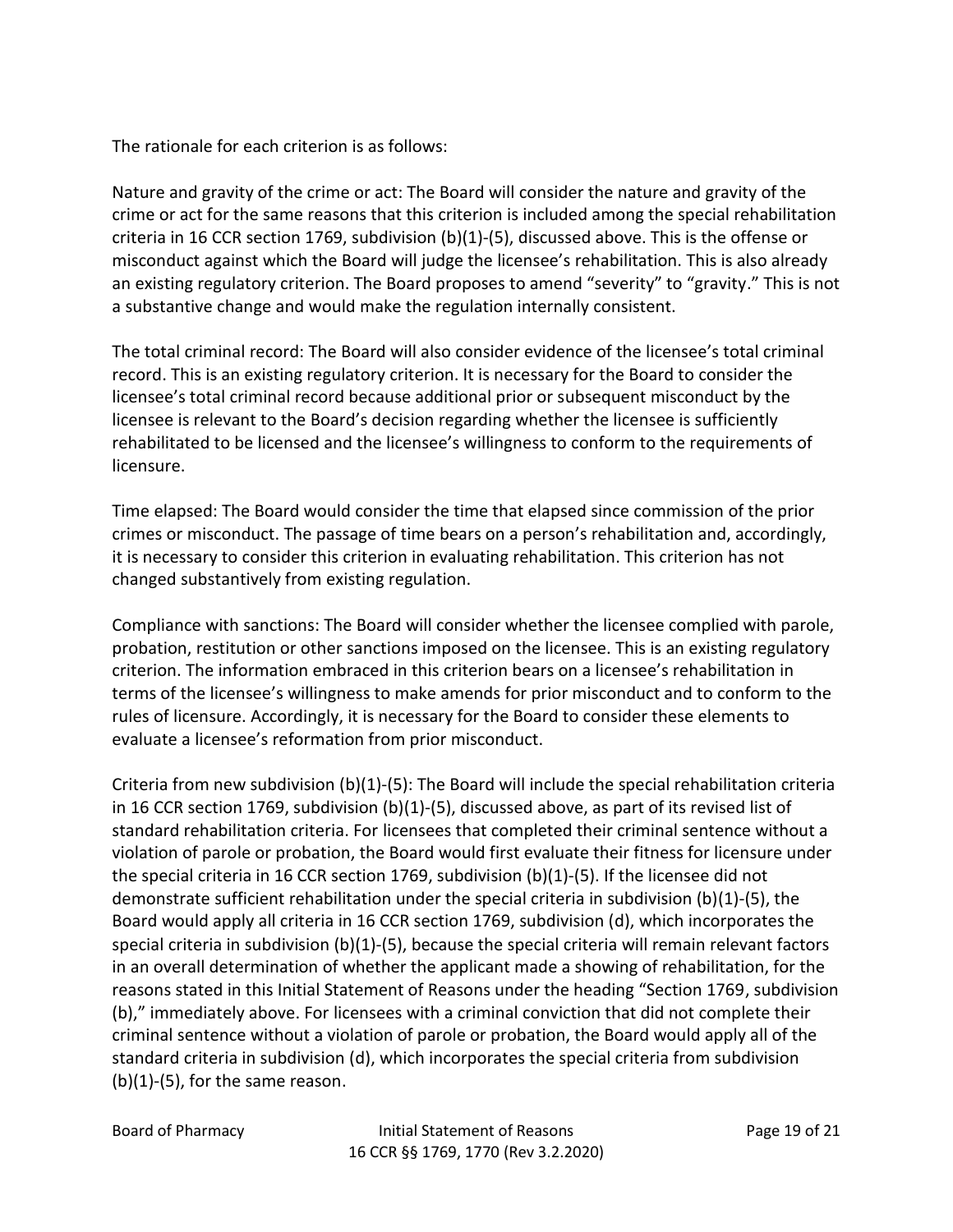The rationale for each criterion is as follows:

Nature and gravity of the crime or act: The Board will consider the nature and gravity of the crime or act for the same reasons that this criterion is included among the special rehabilitation criteria in 16 CCR section 1769, subdivision (b)(1)-(5), discussed above. This is the offense or misconduct against which the Board will judge the licensee's rehabilitation. This is also already an existing regulatory criterion. The Board proposes to amend "severity" to "gravity." This is not a substantive change and would make the regulation internally consistent.

The total criminal record: The Board will also consider evidence of the licensee's total criminal record. This is an existing regulatory criterion. It is necessary for the Board to consider the licensee's total criminal record because additional prior or subsequent misconduct by the licensee is relevant to the Board's decision regarding whether the licensee is sufficiently rehabilitated to be licensed and the licensee's willingness to conform to the requirements of licensure.

Time elapsed: The Board would consider the time that elapsed since commission of the prior crimes or misconduct. The passage of time bears on a person's rehabilitation and, accordingly, it is necessary to consider this criterion in evaluating rehabilitation. This criterion has not changed substantively from existing regulation.

Compliance with sanctions: The Board will consider whether the licensee complied with parole, probation, restitution or other sanctions imposed on the licensee. This is an existing regulatory criterion. The information embraced in this criterion bears on a licensee's rehabilitation in terms of the licensee's willingness to make amends for prior misconduct and to conform to the rules of licensure. Accordingly, it is necessary for the Board to consider these elements to evaluate a licensee's reformation from prior misconduct.

Criteria from new subdivision (b)(1)-(5): The Board will include the special rehabilitation criteria in 16 CCR section 1769, subdivision (b)(1)-(5), discussed above, as part of its revised list of standard rehabilitation criteria. For licensees that completed their criminal sentence without a violation of parole or probation, the Board would first evaluate their fitness for licensure under the special criteria in 16 CCR section 1769, subdivision (b)(1)-(5). If the licensee did not demonstrate sufficient rehabilitation under the special criteria in subdivision (b)(1)-(5), the Board would apply all criteria in 16 CCR section 1769, subdivision (d), which incorporates the special criteria in subdivision (b)(1)-(5), because the special criteria will remain relevant factors in an overall determination of whether the applicant made a showing of rehabilitation, for the reasons stated in this Initial Statement of Reasons under the heading "Section 1769, subdivision (b)," immediately above. For licensees with a criminal conviction that did not complete their criminal sentence without a violation of parole or probation, the Board would apply all of the standard criteria in subdivision (d), which incorporates the special criteria from subdivision (b)(1)-(5), for the same reason.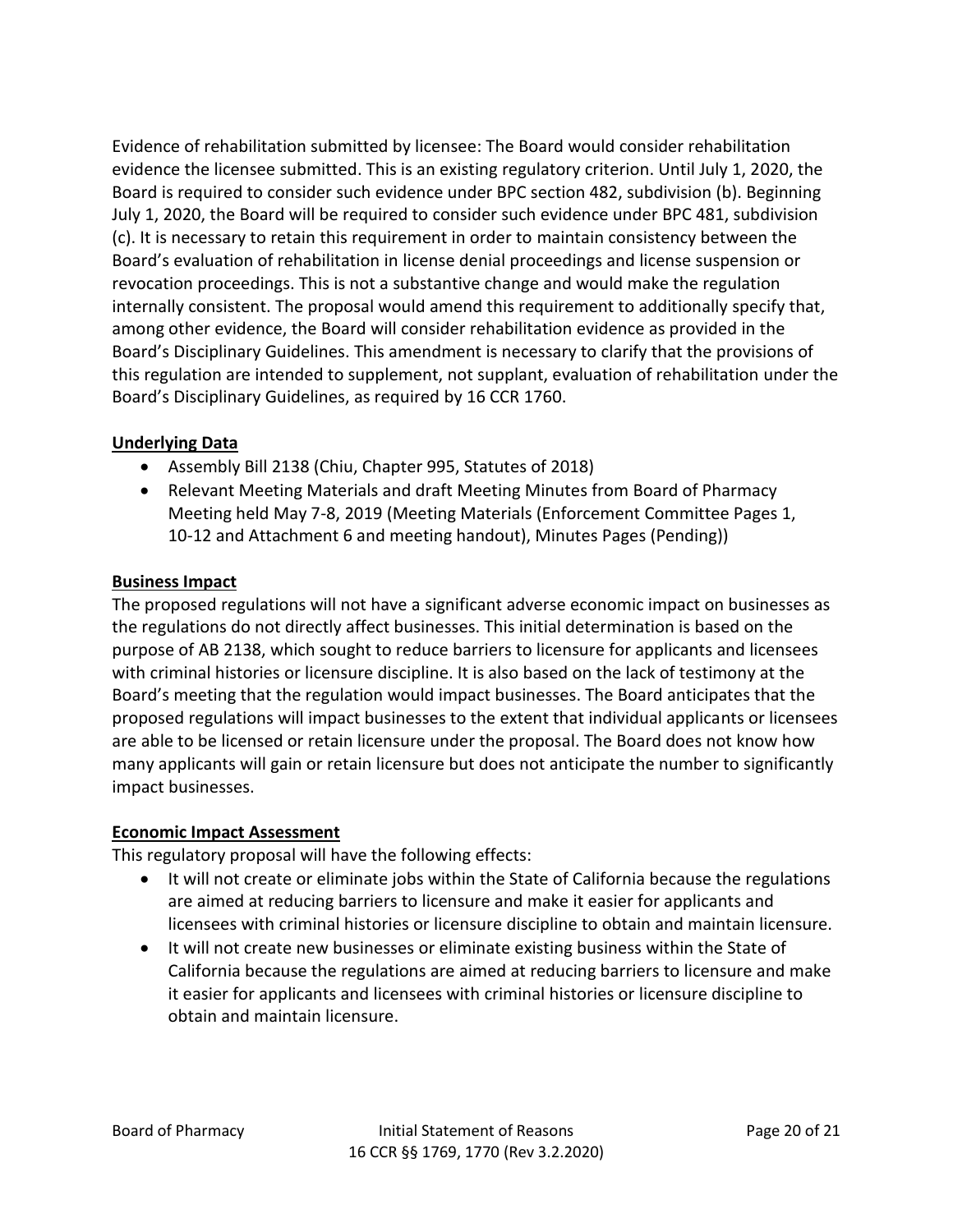Evidence of rehabilitation submitted by licensee: The Board would consider rehabilitation evidence the licensee submitted. This is an existing regulatory criterion. Until July 1, 2020, the Board is required to consider such evidence under BPC section 482, subdivision (b). Beginning July 1, 2020, the Board will be required to consider such evidence under BPC 481, subdivision (c). It is necessary to retain this requirement in order to maintain consistency between the Board's evaluation of rehabilitation in license denial proceedings and license suspension or revocation proceedings. This is not a substantive change and would make the regulation internally consistent. The proposal would amend this requirement to additionally specify that, among other evidence, the Board will consider rehabilitation evidence as provided in the Board's Disciplinary Guidelines. This amendment is necessary to clarify that the provisions of this regulation are intended to supplement, not supplant, evaluation of rehabilitation under the Board's Disciplinary Guidelines, as required by 16 CCR 1760.

**Underlying Data**

- Assembly Bill 2138 (Chiu, Chapter 995, Statutes of 2018)
- Relevant Meeting Materials and draft Meeting Minutes from Board of Pharmacy Meeting held May 7-8, 2019 (Meeting Materials (Enforcement Committee Pages 1, 10-12 and Attachment 6 and meeting handout), Minutes Pages (Pending))

**Business Impact**

The proposed regulations will not have a significant adverse economic impact on businesses as the regulations do not directly affect businesses. This initial determination is based on the purpose of AB 2138, which sought to reduce barriers to licensure for applicants and licensees with criminal histories or licensure discipline. It is also based on the lack of testimony at the Board's meeting that the regulation would impact businesses. The Board anticipates that the proposed regulations will impact businesses to the extent that individual applicants or licensees are able to be licensed or retain licensure under the proposal. The Board does not know how many applicants will gain or retain licensure but does not anticipate the number to significantly impact businesses.

**Economic Impact Assessment**

This regulatory proposal will have the following effects:

- It will not create or eliminate jobs within the State of California because the regulations are aimed at reducing barriers to licensure and make it easier for applicants and licensees with criminal histories or licensure discipline to obtain and maintain licensure.
- It will not create new businesses or eliminate existing business within the State of California because the regulations are aimed at reducing barriers to licensure and make it easier for applicants and licensees with criminal histories or licensure discipline to obtain and maintain licensure.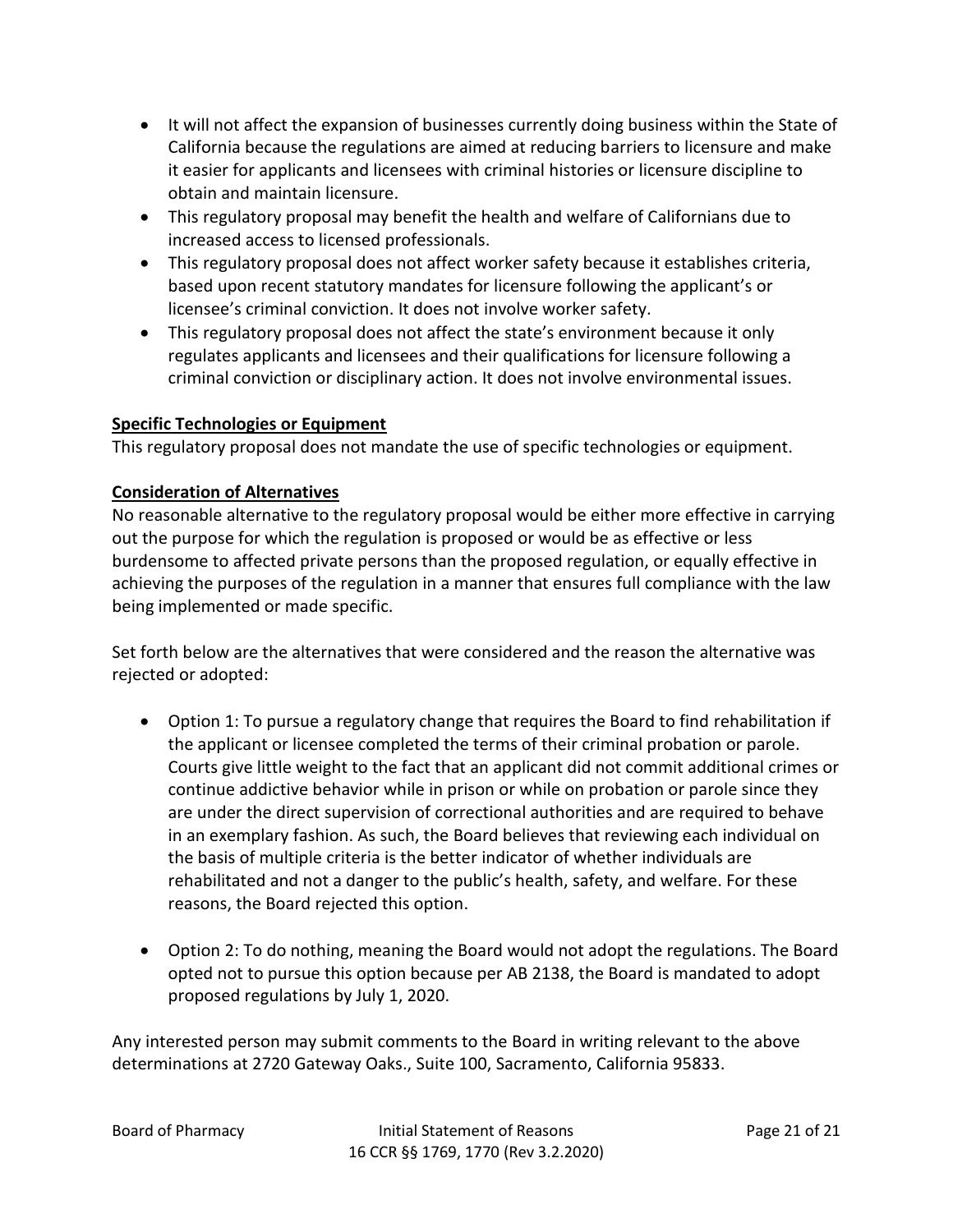- It will not affect the expansion of businesses currently doing business within the State of California because the regulations are aimed at reducing barriers to licensure and make it easier for applicants and licensees with criminal histories or licensure discipline to obtain and maintain licensure.
- This regulatory proposal may benefit the health and welfare of Californians due to increased access to licensed professionals.
- This regulatory proposal does not affect worker safety because it establishes criteria, based upon recent statutory mandates for licensure following the applicant's or licensee's criminal conviction. It does not involve worker safety.
- This regulatory proposal does not affect the state's environment because it only regulates applicants and licensees and their qualifications for licensure following a criminal conviction or disciplinary action. It does not involve environmental issues.

**Specific Technologies or Equipment**

This regulatory proposal does not mandate the use of specific technologies or equipment.

**Consideration of Alternatives**

No reasonable alternative to the regulatory proposal would be either more effective in carrying out the purpose for which the regulation is proposed or would be as effective or less burdensome to affected private persons than the proposed regulation, or equally effective in achieving the purposes of the regulation in a manner that ensures full compliance with the law being implemented or made specific.

Set forth below are the alternatives that were considered and the reason the alternative was rejected or adopted:

- Option 1: To pursue a regulatory change that requires the Board to find rehabilitation if the applicant or licensee completed the terms of their criminal probation or parole. Courts give little weight to the fact that an applicant did not commit additional crimes or continue addictive behavior while in prison or while on probation or parole since they are under the direct supervision of correctional authorities and are required to behave in an exemplary fashion. As such, the Board believes that reviewing each individual on the basis of multiple criteria is the better indicator of whether individuals are rehabilitated and not a danger to the public's health, safety, and welfare. For these reasons, the Board rejected this option.

- Option 2: To do nothing, meaning the Board would not adopt the regulations. The Board opted not to pursue this option because per AB 2138, the Board is mandated to adopt proposed regulations by July 1, 2020.

Any interested person may submit comments to the Board in writing relevant to the above determinations at 2720 Gateway Oaks., Suite 100, Sacramento, California 95833.